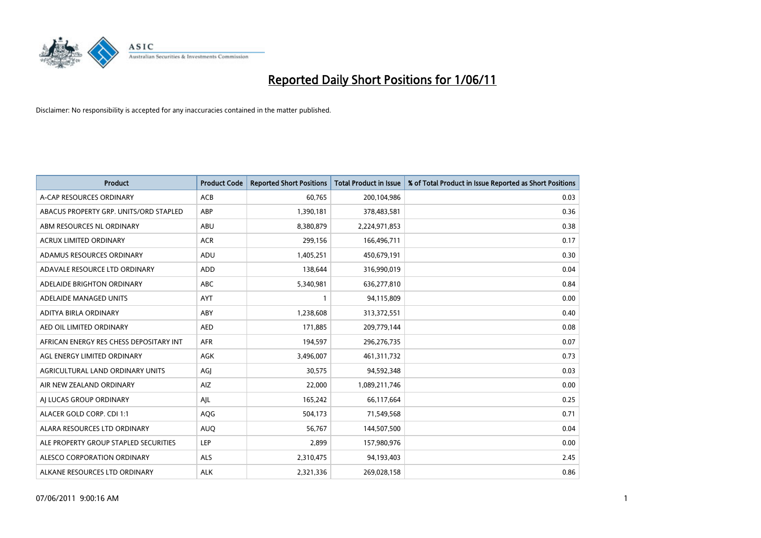# Reported Daily Short Positions for 1/06/11

Disclaimer: No responsibility is accepted for any inaccuracies contained in the matter published.

| Product | Product Code | Reported Short Positions | Total Product in Issue | % of Total Product in Issue Reported as Short Positions |
|---|---|---|---|---|
| A-CAP RESOURCES ORDINARY | ACB | 60,765 | 200,104,986 | 0.03 |
| ABACUS PROPERTY GRP. UNITS/ORD STAPLED | ABP | 1,390,181 | 378,483,581 | 0.36 |
| ABM RESOURCES NL ORDINARY | ABU | 8,380,879 | 2,224,971,853 | 0.38 |
| ACRUX LIMITED ORDINARY | ACR | 299,156 | 166,496,711 | 0.17 |
| ADAMUS RESOURCES ORDINARY | ADU | 1,405,251 | 450,679,191 | 0.30 |
| ADAVALE RESOURCE LTD ORDINARY | ADD | 138,644 | 316,990,019 | 0.04 |
| ADELAIDE BRIGHTON ORDINARY | ABC | 5,340,981 | 636,277,810 | 0.84 |
| ADELAIDE MANAGED UNITS | AYT | 1 | 94,115,809 | 0.00 |
| ADITYA BIRLA ORDINARY | ABY | 1,238,608 | 313,372,551 | 0.40 |
| AED OIL LIMITED ORDINARY | AED | 171,885 | 209,779,144 | 0.08 |
| AFRICAN ENERGY RES CHESS DEPOSITARY INT | AFR | 194,597 | 296,276,735 | 0.07 |
| AGL ENERGY LIMITED ORDINARY | AGK | 3,496,007 | 461,311,732 | 0.73 |
| AGRICULTURAL LAND ORDINARY UNITS | AGJ | 30,575 | 94,592,348 | 0.03 |
| AIR NEW ZEALAND ORDINARY | AIZ | 22,000 | 1,089,211,746 | 0.00 |
| AJ LUCAS GROUP ORDINARY | AJL | 165,242 | 66,117,664 | 0.25 |
| ALACER GOLD CORP. CDI 1:1 | AQG | 504,173 | 71,549,568 | 0.71 |
| ALARA RESOURCES LTD ORDINARY | AUQ | 56,767 | 144,507,500 | 0.04 |
| ALE PROPERTY GROUP STAPLED SECURITIES | LEP | 2,899 | 157,980,976 | 0.00 |
| ALESCO CORPORATION ORDINARY | ALS | 2,310,475 | 94,193,403 | 2.45 |
| ALKANE RESOURCES LTD ORDINARY | ALK | 2,321,336 | 269,028,158 | 0.86 |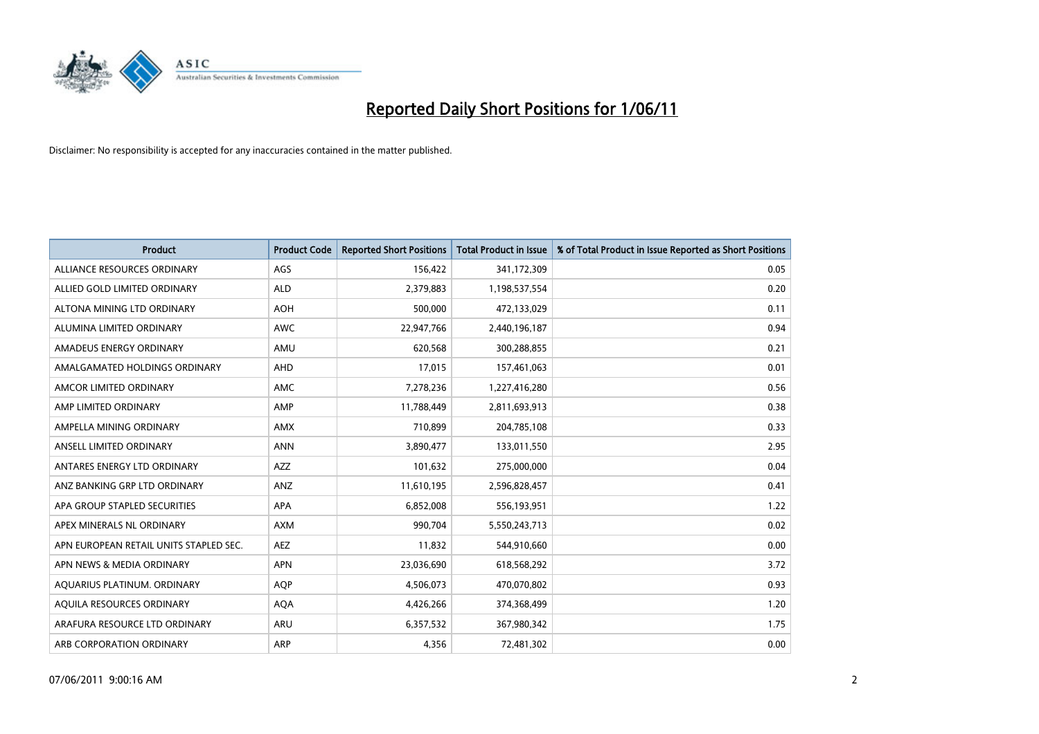# Reported Daily Short Positions for 1/06/11

Disclaimer: No responsibility is accepted for any inaccuracies contained in the matter published.

| Product | Product Code | Reported Short Positions | Total Product in Issue | % of Total Product in Issue Reported as Short Positions |
|---|---|---|---|---|
| ALLIANCE RESOURCES ORDINARY | AGS | 156,422 | 341,172,309 | 0.05 |
| ALLIED GOLD LIMITED ORDINARY | ALD | 2,379,883 | 1,198,537,554 | 0.20 |
| ALTONA MINING LTD ORDINARY | AOH | 500,000 | 472,133,029 | 0.11 |
| ALUMINA LIMITED ORDINARY | AWC | 22,947,766 | 2,440,196,187 | 0.94 |
| AMADEUS ENERGY ORDINARY | AMU | 620,568 | 300,288,855 | 0.21 |
| AMALGAMATED HOLDINGS ORDINARY | AHD | 17,015 | 157,461,063 | 0.01 |
| AMCOR LIMITED ORDINARY | AMC | 7,278,236 | 1,227,416,280 | 0.56 |
| AMP LIMITED ORDINARY | AMP | 11,788,449 | 2,811,693,913 | 0.38 |
| AMPELLA MINING ORDINARY | AMX | 710,899 | 204,785,108 | 0.33 |
| ANSELL LIMITED ORDINARY | ANN | 3,890,477 | 133,011,550 | 2.95 |
| ANTARES ENERGY LTD ORDINARY | AZZ | 101,632 | 275,000,000 | 0.04 |
| ANZ BANKING GRP LTD ORDINARY | ANZ | 11,610,195 | 2,596,828,457 | 0.41 |
| APA GROUP STAPLED SECURITIES | APA | 6,852,008 | 556,193,951 | 1.22 |
| APEX MINERALS NL ORDINARY | AXM | 990,704 | 5,550,243,713 | 0.02 |
| APN EUROPEAN RETAIL UNITS STAPLED SEC. | AEZ | 11,832 | 544,910,660 | 0.00 |
| APN NEWS & MEDIA ORDINARY | APN | 23,036,690 | 618,568,292 | 3.72 |
| AQUARIUS PLATINUM. ORDINARY | AQP | 4,506,073 | 470,070,802 | 0.93 |
| AQUILA RESOURCES ORDINARY | AQA | 4,426,266 | 374,368,499 | 1.20 |
| ARAFURA RESOURCE LTD ORDINARY | ARU | 6,357,532 | 367,980,342 | 1.75 |
| ARB CORPORATION ORDINARY | ARP | 4,356 | 72,481,302 | 0.00 |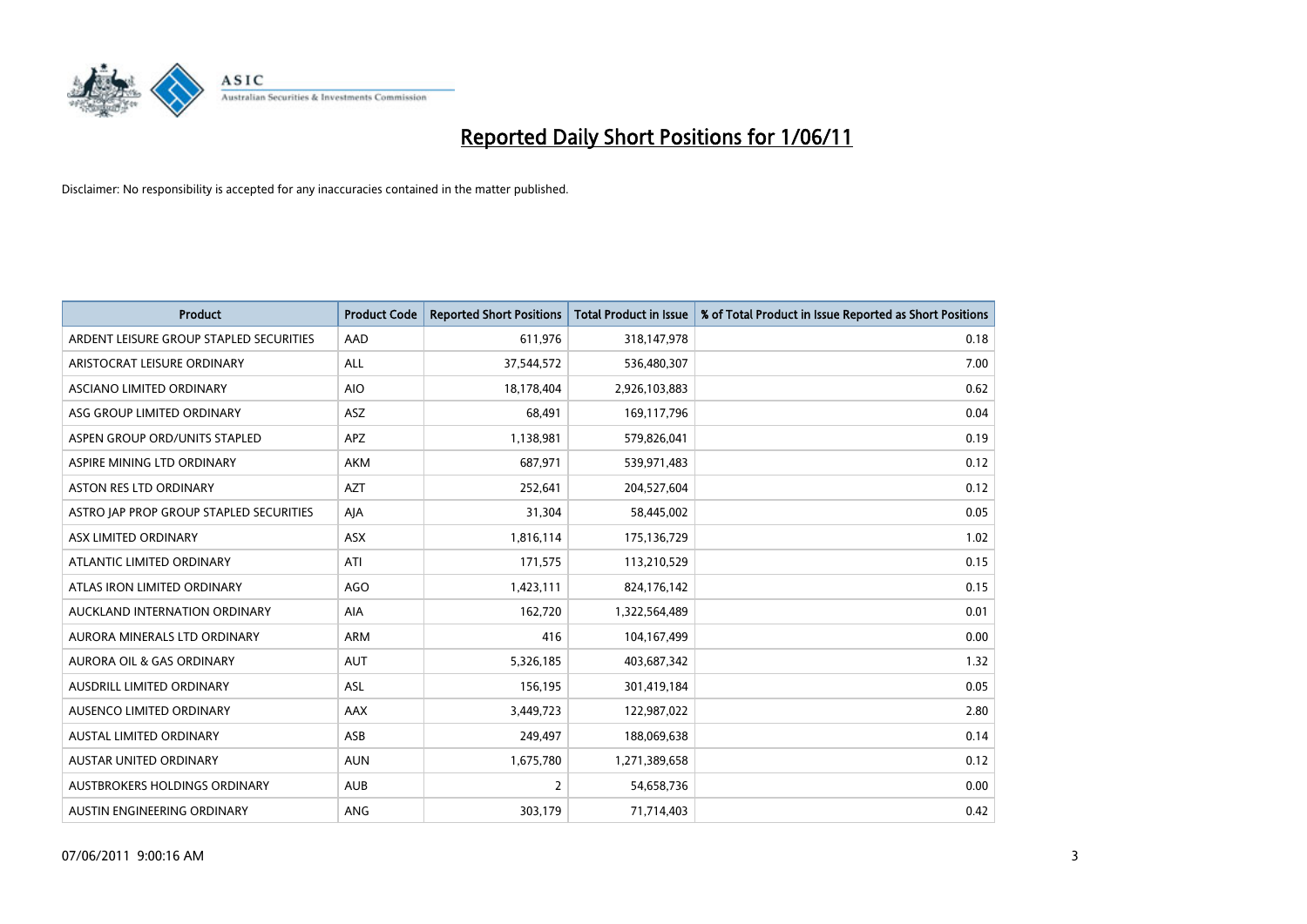# Reported Daily Short Positions for 1/06/11

Disclaimer: No responsibility is accepted for any inaccuracies contained in the matter published.

| Product | Product Code | Reported Short Positions | Total Product in Issue | % of Total Product in Issue Reported as Short Positions |
|---|---|---|---|---|
| ARDENT LEISURE GROUP STAPLED SECURITIES | AAD | 611,976 | 318,147,978 | 0.18 |
| ARISTOCRAT LEISURE ORDINARY | ALL | 37,544,572 | 536,480,307 | 7.00 |
| ASCIANO LIMITED ORDINARY | AIO | 18,178,404 | 2,926,103,883 | 0.62 |
| ASG GROUP LIMITED ORDINARY | ASZ | 68,491 | 169,117,796 | 0.04 |
| ASPEN GROUP ORD/UNITS STAPLED | APZ | 1,138,981 | 579,826,041 | 0.19 |
| ASPIRE MINING LTD ORDINARY | AKM | 687,971 | 539,971,483 | 0.12 |
| ASTON RES LTD ORDINARY | AZT | 252,641 | 204,527,604 | 0.12 |
| ASTRO JAP PROP GROUP STAPLED SECURITIES | AJA | 31,304 | 58,445,002 | 0.05 |
| ASX LIMITED ORDINARY | ASX | 1,816,114 | 175,136,729 | 1.02 |
| ATLANTIC LIMITED ORDINARY | ATI | 171,575 | 113,210,529 | 0.15 |
| ATLAS IRON LIMITED ORDINARY | AGO | 1,423,111 | 824,176,142 | 0.15 |
| AUCKLAND INTERNATION ORDINARY | AIA | 162,720 | 1,322,564,489 | 0.01 |
| AURORA MINERALS LTD ORDINARY | ARM | 416 | 104,167,499 | 0.00 |
| AURORA OIL & GAS ORDINARY | AUT | 5,326,185 | 403,687,342 | 1.32 |
| AUSDRILL LIMITED ORDINARY | ASL | 156,195 | 301,419,184 | 0.05 |
| AUSENCO LIMITED ORDINARY | AAX | 3,449,723 | 122,987,022 | 2.80 |
| AUSTAL LIMITED ORDINARY | ASB | 249,497 | 188,069,638 | 0.14 |
| AUSTAR UNITED ORDINARY | AUN | 1,675,780 | 1,271,389,658 | 0.12 |
| AUSTBROKERS HOLDINGS ORDINARY | AUB | 2 | 54,658,736 | 0.00 |
| AUSTIN ENGINEERING ORDINARY | ANG | 303,179 | 71,714,403 | 0.42 |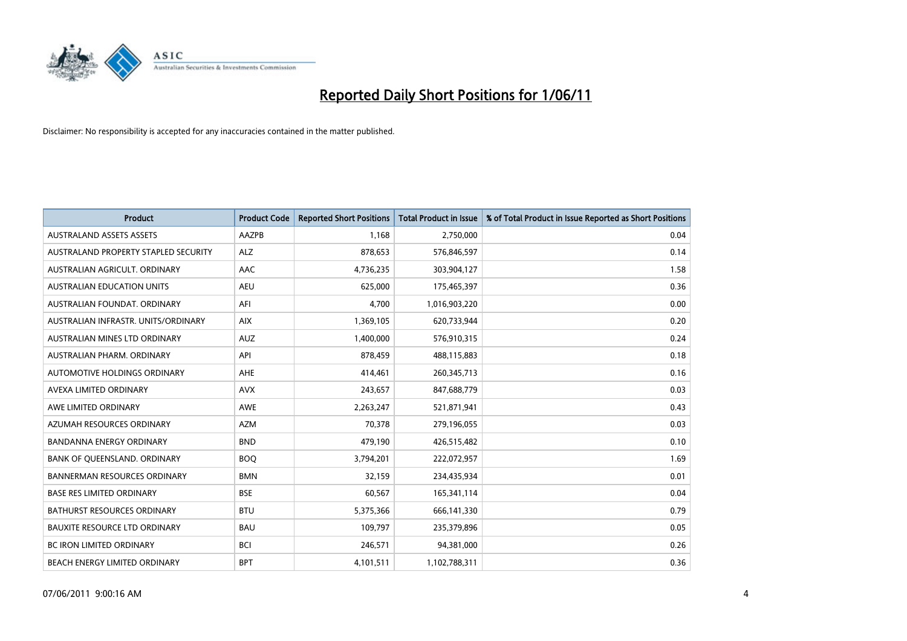# Reported Daily Short Positions for 1/06/11

Disclaimer: No responsibility is accepted for any inaccuracies contained in the matter published.

| Product | Product Code | Reported Short Positions | Total Product in Issue | % of Total Product in Issue Reported as Short Positions |
|---|---|---|---|---|
| AUSTRALAND ASSETS ASSETS | AAZPB | 1,168 | 2,750,000 | 0.04 |
| AUSTRALAND PROPERTY STAPLED SECURITY | ALZ | 878,653 | 576,846,597 | 0.14 |
| AUSTRALIAN AGRICULT. ORDINARY | AAC | 4,736,235 | 303,904,127 | 1.58 |
| AUSTRALIAN EDUCATION UNITS | AEU | 625,000 | 175,465,397 | 0.36 |
| AUSTRALIAN FOUNDAT. ORDINARY | AFI | 4,700 | 1,016,903,220 | 0.00 |
| AUSTRALIAN INFRASTR. UNITS/ORDINARY | AIX | 1,369,105 | 620,733,944 | 0.20 |
| AUSTRALIAN MINES LTD ORDINARY | AUZ | 1,400,000 | 576,910,315 | 0.24 |
| AUSTRALIAN PHARM. ORDINARY | API | 878,459 | 488,115,883 | 0.18 |
| AUTOMOTIVE HOLDINGS ORDINARY | AHE | 414,461 | 260,345,713 | 0.16 |
| AVEXA LIMITED ORDINARY | AVX | 243,657 | 847,688,779 | 0.03 |
| AWE LIMITED ORDINARY | AWE | 2,263,247 | 521,871,941 | 0.43 |
| AZUMAH RESOURCES ORDINARY | AZM | 70,378 | 279,196,055 | 0.03 |
| BANDANNA ENERGY ORDINARY | BND | 479,190 | 426,515,482 | 0.10 |
| BANK OF QUEENSLAND. ORDINARY | BOQ | 3,794,201 | 222,072,957 | 1.69 |
| BANNERMAN RESOURCES ORDINARY | BMN | 32,159 | 234,435,934 | 0.01 |
| BASE RES LIMITED ORDINARY | BSE | 60,567 | 165,341,114 | 0.04 |
| BATHURST RESOURCES ORDINARY | BTU | 5,375,366 | 666,141,330 | 0.79 |
| BAUXITE RESOURCE LTD ORDINARY | BAU | 109,797 | 235,379,896 | 0.05 |
| BC IRON LIMITED ORDINARY | BCI | 246,571 | 94,381,000 | 0.26 |
| BEACH ENERGY LIMITED ORDINARY | BPT | 4,101,511 | 1,102,788,311 | 0.36 |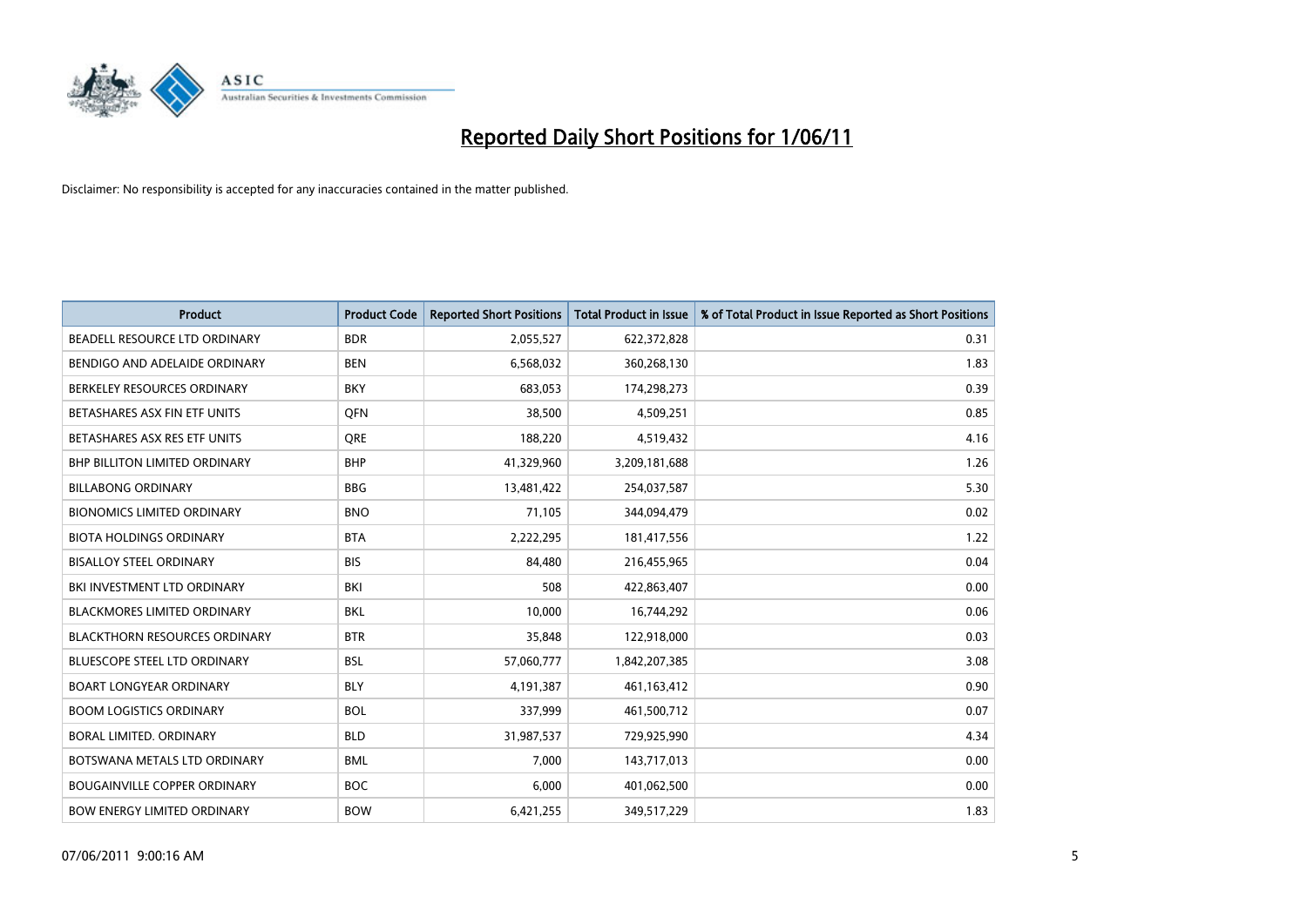# Reported Daily Short Positions for 1/06/11

Disclaimer: No responsibility is accepted for any inaccuracies contained in the matter published.

| Product | Product Code | Reported Short Positions | Total Product in Issue | % of Total Product in Issue Reported as Short Positions |
|---|---|---|---|---|
| BEADELL RESOURCE LTD ORDINARY | BDR | 2,055,527 | 622,372,828 | 0.31 |
| BENDIGO AND ADELAIDE ORDINARY | BEN | 6,568,032 | 360,268,130 | 1.83 |
| BERKELEY RESOURCES ORDINARY | BKY | 683,053 | 174,298,273 | 0.39 |
| BETASHARES ASX FIN ETF UNITS | QFN | 38,500 | 4,509,251 | 0.85 |
| BETASHARES ASX RES ETF UNITS | QRE | 188,220 | 4,519,432 | 4.16 |
| BHP BILLITON LIMITED ORDINARY | BHP | 41,329,960 | 3,209,181,688 | 1.26 |
| BILLABONG ORDINARY | BBG | 13,481,422 | 254,037,587 | 5.30 |
| BIONOMICS LIMITED ORDINARY | BNO | 71,105 | 344,094,479 | 0.02 |
| BIOTA HOLDINGS ORDINARY | BTA | 2,222,295 | 181,417,556 | 1.22 |
| BISALLOY STEEL ORDINARY | BIS | 84,480 | 216,455,965 | 0.04 |
| BKI INVESTMENT LTD ORDINARY | BKI | 508 | 422,863,407 | 0.00 |
| BLACKMORES LIMITED ORDINARY | BKL | 10,000 | 16,744,292 | 0.06 |
| BLACKTHORN RESOURCES ORDINARY | BTR | 35,848 | 122,918,000 | 0.03 |
| BLUESCOPE STEEL LTD ORDINARY | BSL | 57,060,777 | 1,842,207,385 | 3.08 |
| BOART LONGYEAR ORDINARY | BLY | 4,191,387 | 461,163,412 | 0.90 |
| BOOM LOGISTICS ORDINARY | BOL | 337,999 | 461,500,712 | 0.07 |
| BORAL LIMITED. ORDINARY | BLD | 31,987,537 | 729,925,990 | 4.34 |
| BOTSWANA METALS LTD ORDINARY | BML | 7,000 | 143,717,013 | 0.00 |
| BOUGAINVILLE COPPER ORDINARY | BOC | 6,000 | 401,062,500 | 0.00 |
| BOW ENERGY LIMITED ORDINARY | BOW | 6,421,255 | 349,517,229 | 1.83 |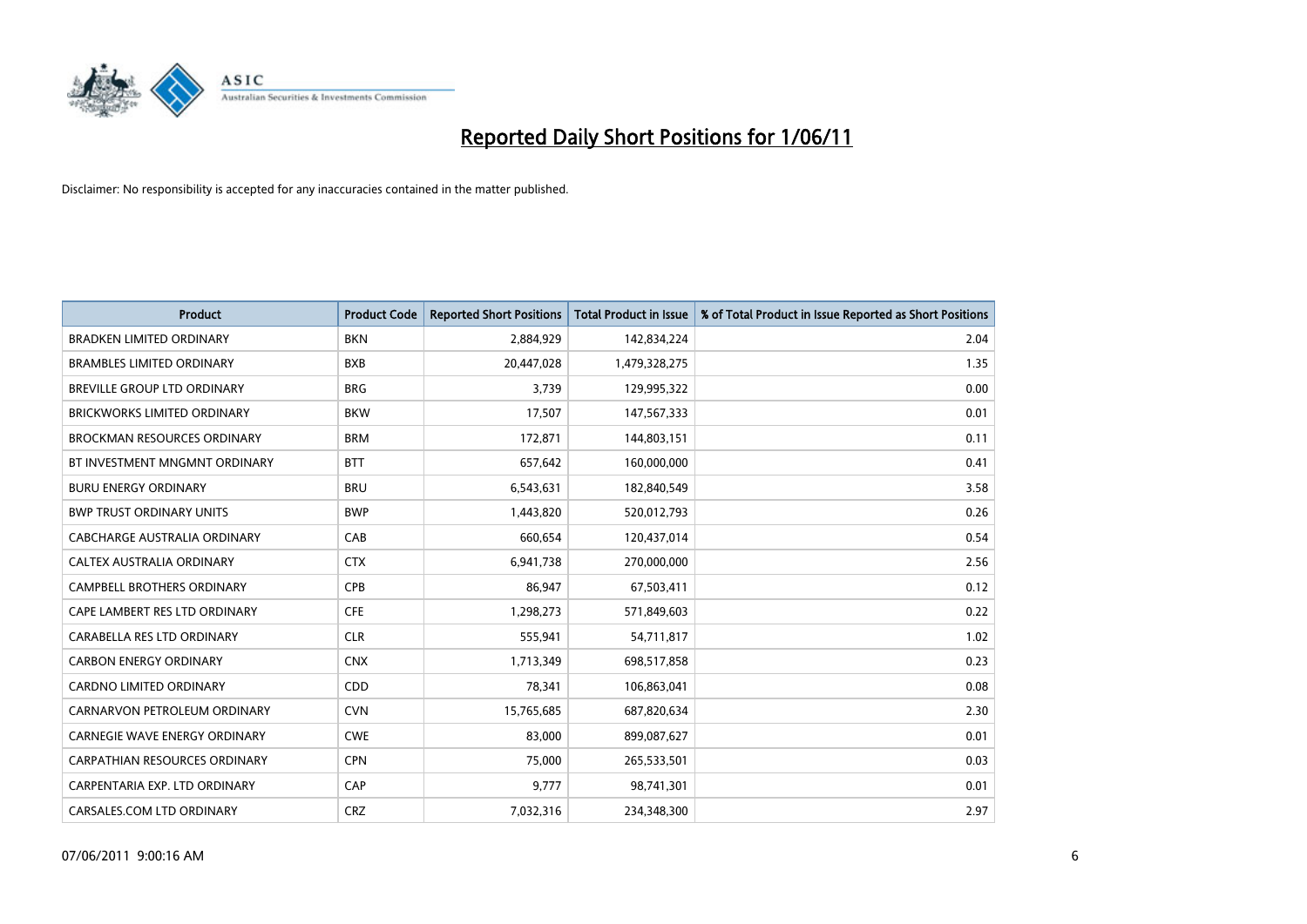# Reported Daily Short Positions for 1/06/11

Disclaimer: No responsibility is accepted for any inaccuracies contained in the matter published.

| Product | Product Code | Reported Short Positions | Total Product in Issue | % of Total Product in Issue Reported as Short Positions |
|---|---|---|---|---|
| BRADKEN LIMITED ORDINARY | BKN | 2,884,929 | 142,834,224 | 2.04 |
| BRAMBLES LIMITED ORDINARY | BXB | 20,447,028 | 1,479,328,275 | 1.35 |
| BREVILLE GROUP LTD ORDINARY | BRG | 3,739 | 129,995,322 | 0.00 |
| BRICKWORKS LIMITED ORDINARY | BKW | 17,507 | 147,567,333 | 0.01 |
| BROCKMAN RESOURCES ORDINARY | BRM | 172,871 | 144,803,151 | 0.11 |
| BT INVESTMENT MNGMNT ORDINARY | BTT | 657,642 | 160,000,000 | 0.41 |
| BURU ENERGY ORDINARY | BRU | 6,543,631 | 182,840,549 | 3.58 |
| BWP TRUST ORDINARY UNITS | BWP | 1,443,820 | 520,012,793 | 0.26 |
| CABCHARGE AUSTRALIA ORDINARY | CAB | 660,654 | 120,437,014 | 0.54 |
| CALTEX AUSTRALIA ORDINARY | CTX | 6,941,738 | 270,000,000 | 2.56 |
| CAMPBELL BROTHERS ORDINARY | CPB | 86,947 | 67,503,411 | 0.12 |
| CAPE LAMBERT RES LTD ORDINARY | CFE | 1,298,273 | 571,849,603 | 0.22 |
| CARABELLA RES LTD ORDINARY | CLR | 555,941 | 54,711,817 | 1.02 |
| CARBON ENERGY ORDINARY | CNX | 1,713,349 | 698,517,858 | 0.23 |
| CARDNO LIMITED ORDINARY | CDD | 78,341 | 106,863,041 | 0.08 |
| CARNARVON PETROLEUM ORDINARY | CVN | 15,765,685 | 687,820,634 | 2.30 |
| CARNEGIE WAVE ENERGY ORDINARY | CWE | 83,000 | 899,087,627 | 0.01 |
| CARPATHIAN RESOURCES ORDINARY | CPN | 75,000 | 265,533,501 | 0.03 |
| CARPENTARIA EXP. LTD ORDINARY | CAP | 9,777 | 98,741,301 | 0.01 |
| CARSALES.COM LTD ORDINARY | CRZ | 7,032,316 | 234,348,300 | 2.97 |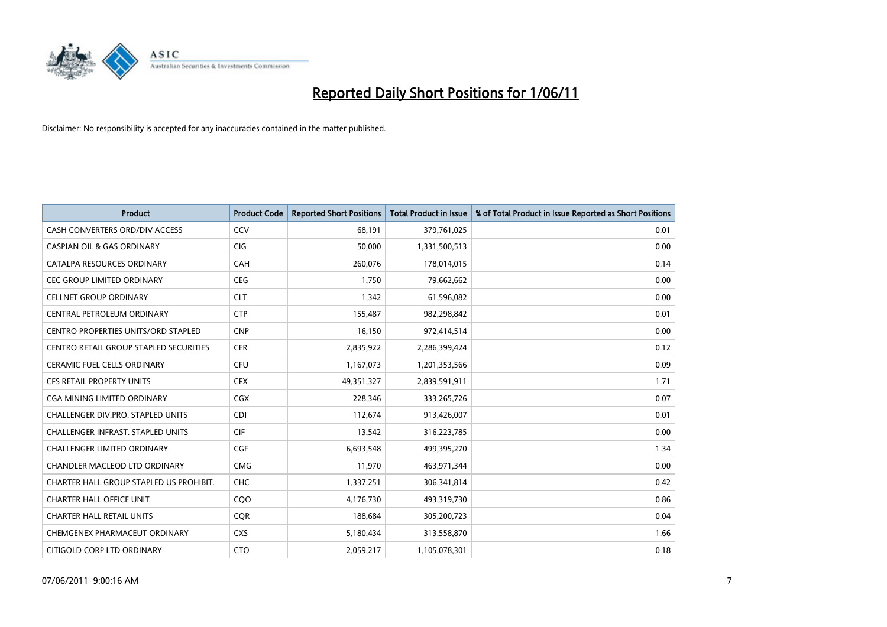# Reported Daily Short Positions for 1/06/11

Disclaimer: No responsibility is accepted for any inaccuracies contained in the matter published.

| Product | Product Code | Reported Short Positions | Total Product in Issue | % of Total Product in Issue Reported as Short Positions |
|---|---|---|---|---|
| CASH CONVERTERS ORD/DIV ACCESS | CCV | 68,191 | 379,761,025 | 0.01 |
| CASPIAN OIL & GAS ORDINARY | CIG | 50,000 | 1,331,500,513 | 0.00 |
| CATALPA RESOURCES ORDINARY | CAH | 260,076 | 178,014,015 | 0.14 |
| CEC GROUP LIMITED ORDINARY | CEG | 1,750 | 79,662,662 | 0.00 |
| CELLNET GROUP ORDINARY | CLT | 1,342 | 61,596,082 | 0.00 |
| CENTRAL PETROLEUM ORDINARY | CTP | 155,487 | 982,298,842 | 0.01 |
| CENTRO PROPERTIES UNITS/ORD STAPLED | CNP | 16,150 | 972,414,514 | 0.00 |
| CENTRO RETAIL GROUP STAPLED SECURITIES | CER | 2,835,922 | 2,286,399,424 | 0.12 |
| CERAMIC FUEL CELLS ORDINARY | CFU | 1,167,073 | 1,201,353,566 | 0.09 |
| CFS RETAIL PROPERTY UNITS | CFX | 49,351,327 | 2,839,591,911 | 1.71 |
| CGA MINING LIMITED ORDINARY | CGX | 228,346 | 333,265,726 | 0.07 |
| CHALLENGER DIV.PRO. STAPLED UNITS | CDI | 112,674 | 913,426,007 | 0.01 |
| CHALLENGER INFRAST. STAPLED UNITS | CIF | 13,542 | 316,223,785 | 0.00 |
| CHALLENGER LIMITED ORDINARY | CGF | 6,693,548 | 499,395,270 | 1.34 |
| CHANDLER MACLEOD LTD ORDINARY | CMG | 11,970 | 463,971,344 | 0.00 |
| CHARTER HALL GROUP STAPLED US PROHIBIT. | CHC | 1,337,251 | 306,341,814 | 0.42 |
| CHARTER HALL OFFICE UNIT | CQO | 4,176,730 | 493,319,730 | 0.86 |
| CHARTER HALL RETAIL UNITS | CQR | 188,684 | 305,200,723 | 0.04 |
| CHEMGENEX PHARMACEUT ORDINARY | CXS | 5,180,434 | 313,558,870 | 1.66 |
| CITIGOLD CORP LTD ORDINARY | CTO | 2,059,217 | 1,105,078,301 | 0.18 |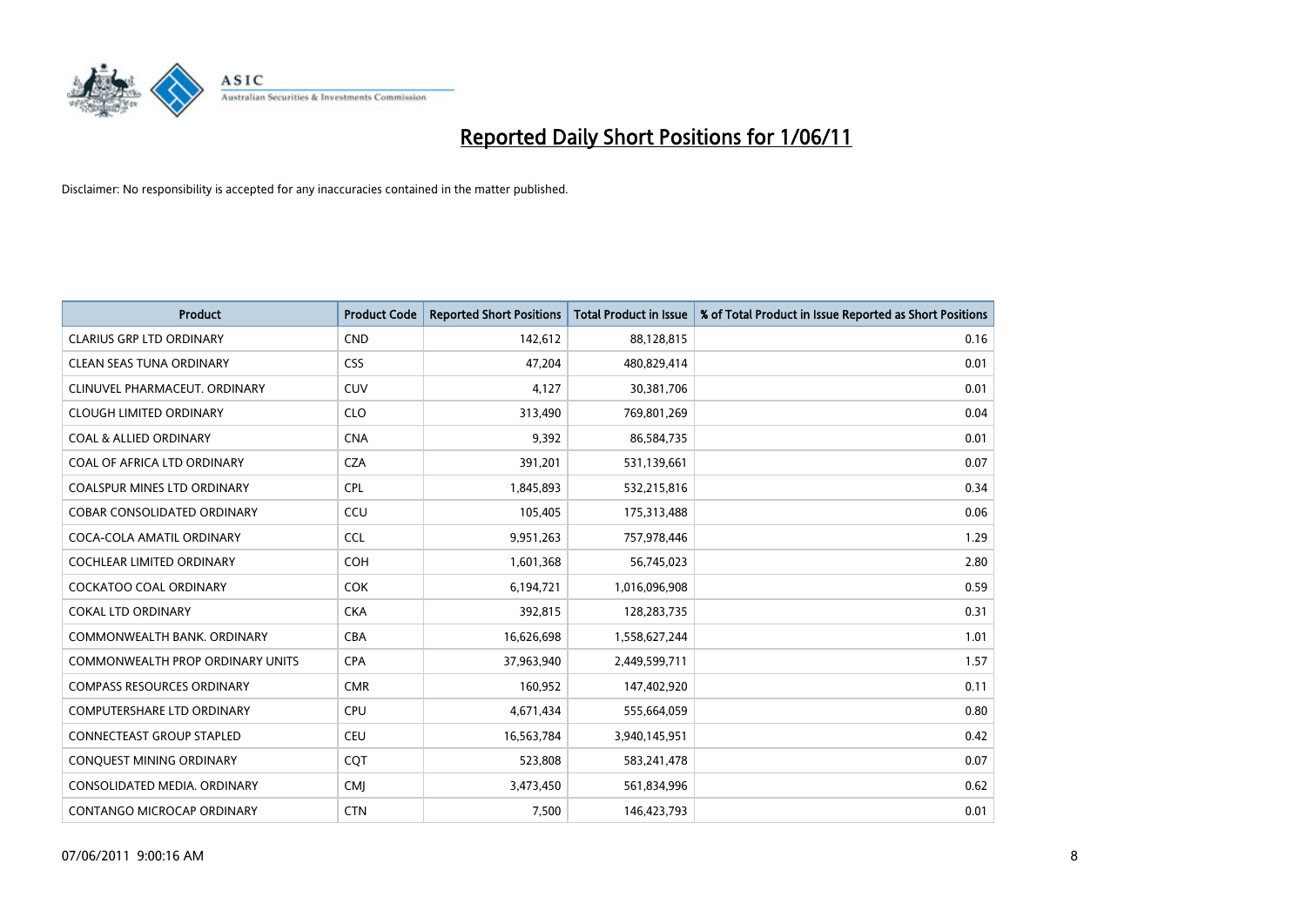# Reported Daily Short Positions for 1/06/11

Disclaimer: No responsibility is accepted for any inaccuracies contained in the matter published.

| Product | Product Code | Reported Short Positions | Total Product in Issue | % of Total Product in Issue Reported as Short Positions |
|---|---|---|---|---|
| CLARIUS GRP LTD ORDINARY | CND | 142,612 | 88,128,815 | 0.16 |
| CLEAN SEAS TUNA ORDINARY | CSS | 47,204 | 480,829,414 | 0.01 |
| CLINUVEL PHARMACEUT. ORDINARY | CUV | 4,127 | 30,381,706 | 0.01 |
| CLOUGH LIMITED ORDINARY | CLO | 313,490 | 769,801,269 | 0.04 |
| COAL & ALLIED ORDINARY | CNA | 9,392 | 86,584,735 | 0.01 |
| COAL OF AFRICA LTD ORDINARY | CZA | 391,201 | 531,139,661 | 0.07 |
| COALSPUR MINES LTD ORDINARY | CPL | 1,845,893 | 532,215,816 | 0.34 |
| COBAR CONSOLIDATED ORDINARY | CCU | 105,405 | 175,313,488 | 0.06 |
| COCA-COLA AMATIL ORDINARY | CCL | 9,951,263 | 757,978,446 | 1.29 |
| COCHLEAR LIMITED ORDINARY | COH | 1,601,368 | 56,745,023 | 2.80 |
| COCKATOO COAL ORDINARY | COK | 6,194,721 | 1,016,096,908 | 0.59 |
| COKAL LTD ORDINARY | CKA | 392,815 | 128,283,735 | 0.31 |
| COMMONWEALTH BANK. ORDINARY | CBA | 16,626,698 | 1,558,627,244 | 1.01 |
| COMMONWEALTH PROP ORDINARY UNITS | CPA | 37,963,940 | 2,449,599,711 | 1.57 |
| COMPASS RESOURCES ORDINARY | CMR | 160,952 | 147,402,920 | 0.11 |
| COMPUTERSHARE LTD ORDINARY | CPU | 4,671,434 | 555,664,059 | 0.80 |
| CONNECTEAST GROUP STAPLED | CEU | 16,563,784 | 3,940,145,951 | 0.42 |
| CONQUEST MINING ORDINARY | CQT | 523,808 | 583,241,478 | 0.07 |
| CONSOLIDATED MEDIA. ORDINARY | CMJ | 3,473,450 | 561,834,996 | 0.62 |
| CONTANGO MICROCAP ORDINARY | CTN | 7,500 | 146,423,793 | 0.01 |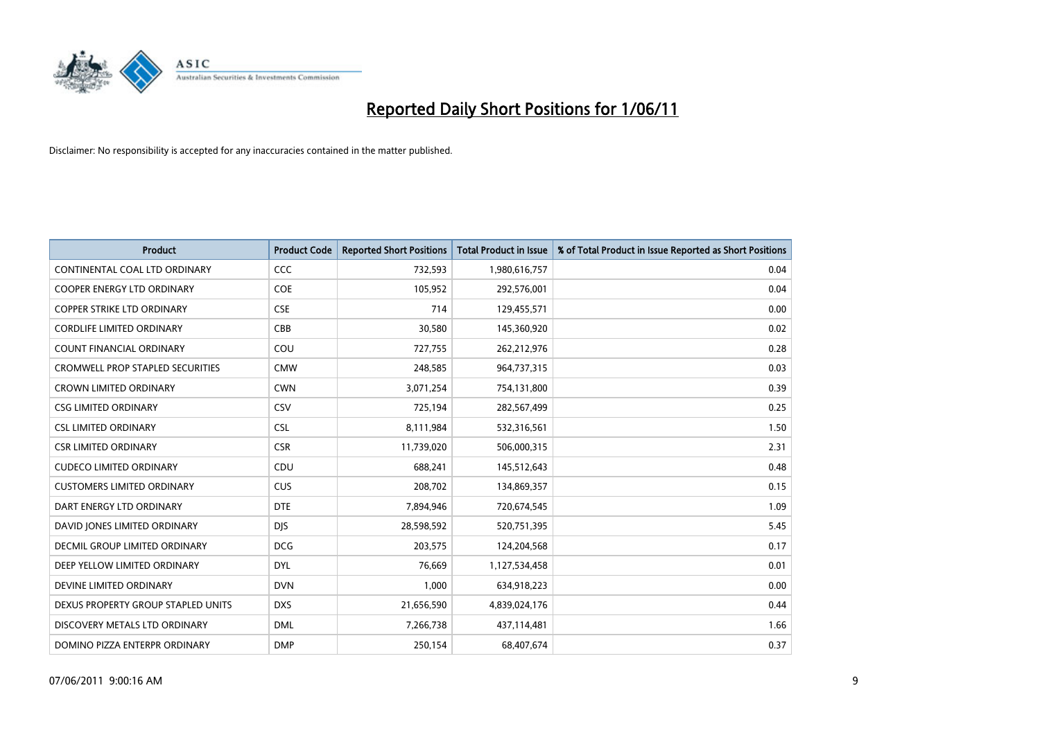# Reported Daily Short Positions for 1/06/11

Disclaimer: No responsibility is accepted for any inaccuracies contained in the matter published.

| Product | Product Code | Reported Short Positions | Total Product in Issue | % of Total Product in Issue Reported as Short Positions |
|---|---|---|---|---|
| CONTINENTAL COAL LTD ORDINARY | CCC | 732,593 | 1,980,616,757 | 0.04 |
| COOPER ENERGY LTD ORDINARY | COE | 105,952 | 292,576,001 | 0.04 |
| COPPER STRIKE LTD ORDINARY | CSE | 714 | 129,455,571 | 0.00 |
| CORDLIFE LIMITED ORDINARY | CBB | 30,580 | 145,360,920 | 0.02 |
| COUNT FINANCIAL ORDINARY | COU | 727,755 | 262,212,976 | 0.28 |
| CROMWELL PROP STAPLED SECURITIES | CMW | 248,585 | 964,737,315 | 0.03 |
| CROWN LIMITED ORDINARY | CWN | 3,071,254 | 754,131,800 | 0.39 |
| CSG LIMITED ORDINARY | CSV | 725,194 | 282,567,499 | 0.25 |
| CSL LIMITED ORDINARY | CSL | 8,111,984 | 532,316,561 | 1.50 |
| CSR LIMITED ORDINARY | CSR | 11,739,020 | 506,000,315 | 2.31 |
| CUDECO LIMITED ORDINARY | CDU | 688,241 | 145,512,643 | 0.48 |
| CUSTOMERS LIMITED ORDINARY | CUS | 208,702 | 134,869,357 | 0.15 |
| DART ENERGY LTD ORDINARY | DTE | 7,894,946 | 720,674,545 | 1.09 |
| DAVID JONES LIMITED ORDINARY | DJS | 28,598,592 | 520,751,395 | 5.45 |
| DECMIL GROUP LIMITED ORDINARY | DCG | 203,575 | 124,204,568 | 0.17 |
| DEEP YELLOW LIMITED ORDINARY | DYL | 76,669 | 1,127,534,458 | 0.01 |
| DEVINE LIMITED ORDINARY | DVN | 1,000 | 634,918,223 | 0.00 |
| DEXUS PROPERTY GROUP STAPLED UNITS | DXS | 21,656,590 | 4,839,024,176 | 0.44 |
| DISCOVERY METALS LTD ORDINARY | DML | 7,266,738 | 437,114,481 | 1.66 |
| DOMINO PIZZA ENTERPR ORDINARY | DMP | 250,154 | 68,407,674 | 0.37 |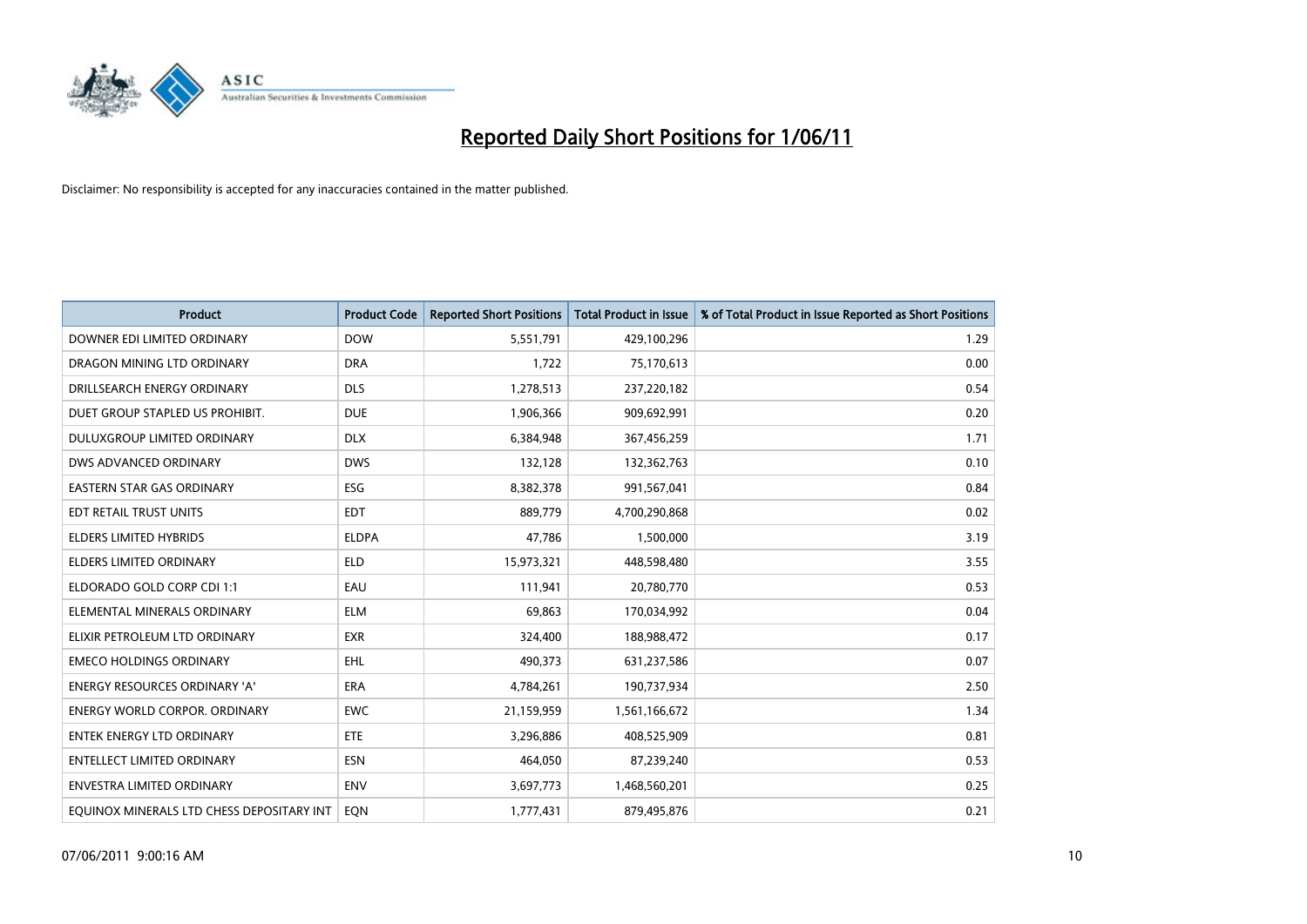# Reported Daily Short Positions for 1/06/11

Disclaimer: No responsibility is accepted for any inaccuracies contained in the matter published.

| Product | Product Code | Reported Short Positions | Total Product in Issue | % of Total Product in Issue Reported as Short Positions |
|---|---|---|---|---|
| DOWNER EDI LIMITED ORDINARY | DOW | 5,551,791 | 429,100,296 | 1.29 |
| DRAGON MINING LTD ORDINARY | DRA | 1,722 | 75,170,613 | 0.00 |
| DRILLSEARCH ENERGY ORDINARY | DLS | 1,278,513 | 237,220,182 | 0.54 |
| DUET GROUP STAPLED US PROHIBIT. | DUE | 1,906,366 | 909,692,991 | 0.20 |
| DULUXGROUP LIMITED ORDINARY | DLX | 6,384,948 | 367,456,259 | 1.71 |
| DWS ADVANCED ORDINARY | DWS | 132,128 | 132,362,763 | 0.10 |
| EASTERN STAR GAS ORDINARY | ESG | 8,382,378 | 991,567,041 | 0.84 |
| EDT RETAIL TRUST UNITS | EDT | 889,779 | 4,700,290,868 | 0.02 |
| ELDERS LIMITED HYBRIDS | ELDPA | 47,786 | 1,500,000 | 3.19 |
| ELDERS LIMITED ORDINARY | ELD | 15,973,321 | 448,598,480 | 3.55 |
| ELDORADO GOLD CORP CDI 1:1 | EAU | 111,941 | 20,780,770 | 0.53 |
| ELEMENTAL MINERALS ORDINARY | ELM | 69,863 | 170,034,992 | 0.04 |
| ELIXIR PETROLEUM LTD ORDINARY | EXR | 324,400 | 188,988,472 | 0.17 |
| EMECO HOLDINGS ORDINARY | EHL | 490,373 | 631,237,586 | 0.07 |
| ENERGY RESOURCES ORDINARY 'A' | ERA | 4,784,261 | 190,737,934 | 2.50 |
| ENERGY WORLD CORPOR. ORDINARY | EWC | 21,159,959 | 1,561,166,672 | 1.34 |
| ENTEK ENERGY LTD ORDINARY | ETE | 3,296,886 | 408,525,909 | 0.81 |
| ENTELLECT LIMITED ORDINARY | ESN | 464,050 | 87,239,240 | 0.53 |
| ENVESTRA LIMITED ORDINARY | ENV | 3,697,773 | 1,468,560,201 | 0.25 |
| EQUINOX MINERALS LTD CHESS DEPOSITARY INT | EQN | 1,777,431 | 879,495,876 | 0.21 |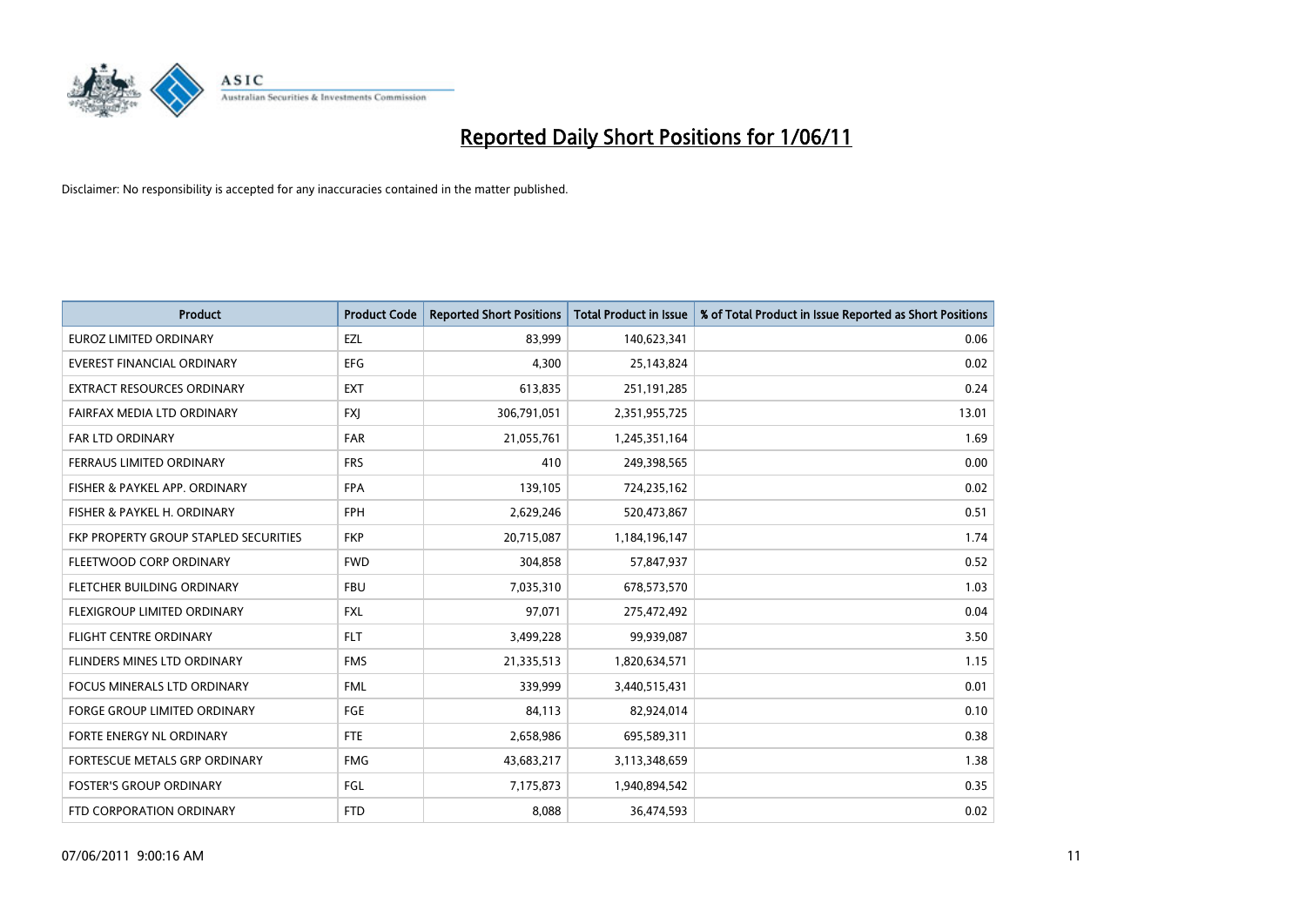# Reported Daily Short Positions for 1/06/11

Disclaimer: No responsibility is accepted for any inaccuracies contained in the matter published.

| Product | Product Code | Reported Short Positions | Total Product in Issue | % of Total Product in Issue Reported as Short Positions |
|---|---|---|---|---|
| EUROZ LIMITED ORDINARY | EZL | 83,999 | 140,623,341 | 0.06 |
| EVEREST FINANCIAL ORDINARY | EFG | 4,300 | 25,143,824 | 0.02 |
| EXTRACT RESOURCES ORDINARY | EXT | 613,835 | 251,191,285 | 0.24 |
| FAIRFAX MEDIA LTD ORDINARY | FXJ | 306,791,051 | 2,351,955,725 | 13.01 |
| FAR LTD ORDINARY | FAR | 21,055,761 | 1,245,351,164 | 1.69 |
| FERRAUS LIMITED ORDINARY | FRS | 410 | 249,398,565 | 0.00 |
| FISHER & PAYKEL APP. ORDINARY | FPA | 139,105 | 724,235,162 | 0.02 |
| FISHER & PAYKEL H. ORDINARY | FPH | 2,629,246 | 520,473,867 | 0.51 |
| FKP PROPERTY GROUP STAPLED SECURITIES | FKP | 20,715,087 | 1,184,196,147 | 1.74 |
| FLEETWOOD CORP ORDINARY | FWD | 304,858 | 57,847,937 | 0.52 |
| FLETCHER BUILDING ORDINARY | FBU | 7,035,310 | 678,573,570 | 1.03 |
| FLEXIGROUP LIMITED ORDINARY | FXL | 97,071 | 275,472,492 | 0.04 |
| FLIGHT CENTRE ORDINARY | FLT | 3,499,228 | 99,939,087 | 3.50 |
| FLINDERS MINES LTD ORDINARY | FMS | 21,335,513 | 1,820,634,571 | 1.15 |
| FOCUS MINERALS LTD ORDINARY | FML | 339,999 | 3,440,515,431 | 0.01 |
| FORGE GROUP LIMITED ORDINARY | FGE | 84,113 | 82,924,014 | 0.10 |
| FORTE ENERGY NL ORDINARY | FTE | 2,658,986 | 695,589,311 | 0.38 |
| FORTESCUE METALS GRP ORDINARY | FMG | 43,683,217 | 3,113,348,659 | 1.38 |
| FOSTER'S GROUP ORDINARY | FGL | 7,175,873 | 1,940,894,542 | 0.35 |
| FTD CORPORATION ORDINARY | FTD | 8,088 | 36,474,593 | 0.02 |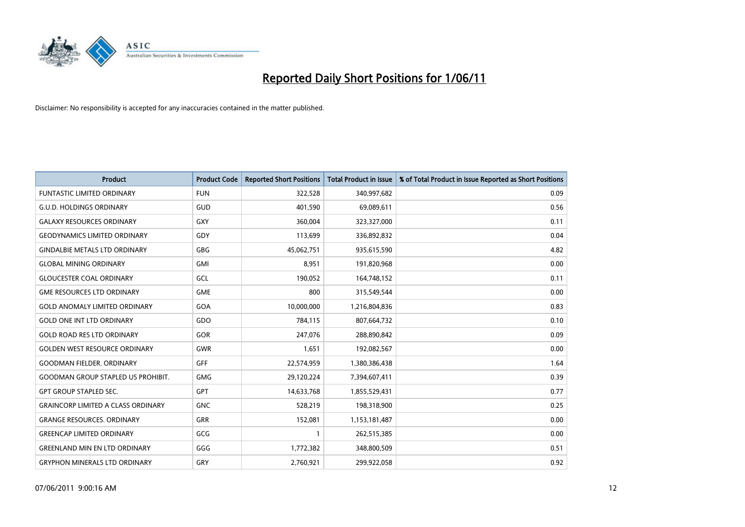# Reported Daily Short Positions for 1/06/11

Disclaimer: No responsibility is accepted for any inaccuracies contained in the matter published.

| Product | Product Code | Reported Short Positions | Total Product in Issue | % of Total Product in Issue Reported as Short Positions |
|---|---|---|---|---|
| FUNTASTIC LIMITED ORDINARY | FUN | 322,528 | 340,997,682 | 0.09 |
| G.U.D. HOLDINGS ORDINARY | GUD | 401,590 | 69,089,611 | 0.56 |
| GALAXY RESOURCES ORDINARY | GXY | 360,004 | 323,327,000 | 0.11 |
| GEODYNAMICS LIMITED ORDINARY | GDY | 113,699 | 336,892,832 | 0.04 |
| GINDALBIE METALS LTD ORDINARY | GBG | 45,062,751 | 935,615,590 | 4.82 |
| GLOBAL MINING ORDINARY | GMI | 8,951 | 191,820,968 | 0.00 |
| GLOUCESTER COAL ORDINARY | GCL | 190,052 | 164,748,152 | 0.11 |
| GME RESOURCES LTD ORDINARY | GME | 800 | 315,549,544 | 0.00 |
| GOLD ANOMALY LIMITED ORDINARY | GOA | 10,000,000 | 1,216,804,836 | 0.83 |
| GOLD ONE INT LTD ORDINARY | GDO | 784,115 | 807,664,732 | 0.10 |
| GOLD ROAD RES LTD ORDINARY | GOR | 247,076 | 288,890,842 | 0.09 |
| GOLDEN WEST RESOURCE ORDINARY | GWR | 1,651 | 192,082,567 | 0.00 |
| GOODMAN FIELDER. ORDINARY | GFF | 22,574,959 | 1,380,386,438 | 1.64 |
| GOODMAN GROUP STAPLED US PROHIBIT. | GMG | 29,120,224 | 7,394,607,411 | 0.39 |
| GPT GROUP STAPLED SEC. | GPT | 14,633,768 | 1,855,529,431 | 0.77 |
| GRAINCORP LIMITED A CLASS ORDINARY | GNC | 528,219 | 198,318,900 | 0.25 |
| GRANGE RESOURCES. ORDINARY | GRR | 152,081 | 1,153,181,487 | 0.00 |
| GREENCAP LIMITED ORDINARY | GCG | 1 | 262,515,385 | 0.00 |
| GREENLAND MIN EN LTD ORDINARY | GGG | 1,772,382 | 348,800,509 | 0.51 |
| GRYPHON MINERALS LTD ORDINARY | GRY | 2,760,921 | 299,922,058 | 0.92 |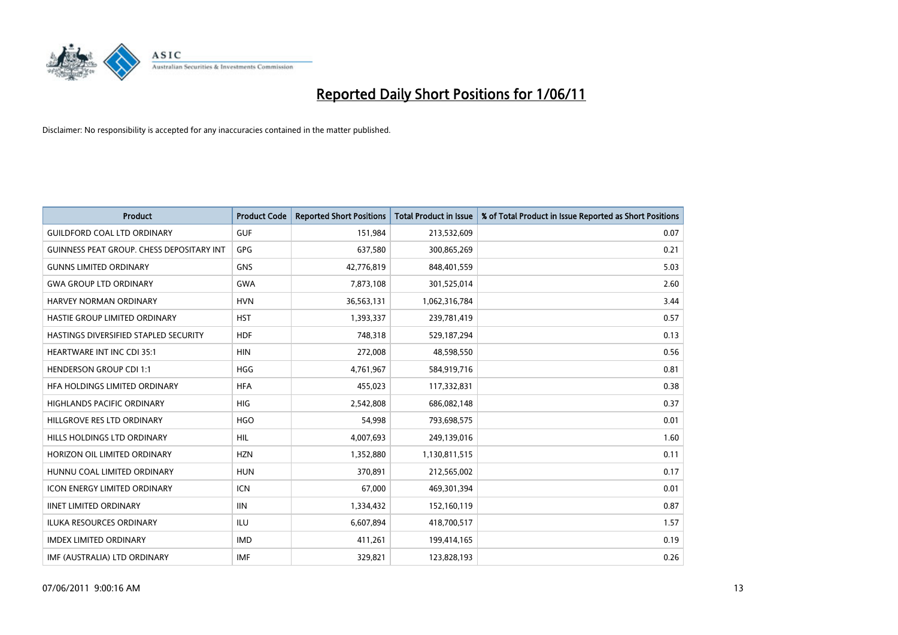# Reported Daily Short Positions for 1/06/11

Disclaimer: No responsibility is accepted for any inaccuracies contained in the matter published.

| Product | Product Code | Reported Short Positions | Total Product in Issue | % of Total Product in Issue Reported as Short Positions |
|---|---|---|---|---|
| GUILDFORD COAL LTD ORDINARY | GUF | 151,984 | 213,532,609 | 0.07 |
| GUINNESS PEAT GROUP. CHESS DEPOSITARY INT | GPG | 637,580 | 300,865,269 | 0.21 |
| GUNNS LIMITED ORDINARY | GNS | 42,776,819 | 848,401,559 | 5.03 |
| GWA GROUP LTD ORDINARY | GWA | 7,873,108 | 301,525,014 | 2.60 |
| HARVEY NORMAN ORDINARY | HVN | 36,563,131 | 1,062,316,784 | 3.44 |
| HASTIE GROUP LIMITED ORDINARY | HST | 1,393,337 | 239,781,419 | 0.57 |
| HASTINGS DIVERSIFIED STAPLED SECURITY | HDF | 748,318 | 529,187,294 | 0.13 |
| HEARTWARE INT INC CDI 35:1 | HIN | 272,008 | 48,598,550 | 0.56 |
| HENDERSON GROUP CDI 1:1 | HGG | 4,761,967 | 584,919,716 | 0.81 |
| HFA HOLDINGS LIMITED ORDINARY | HFA | 455,023 | 117,332,831 | 0.38 |
| HIGHLANDS PACIFIC ORDINARY | HIG | 2,542,808 | 686,082,148 | 0.37 |
| HILLGROVE RES LTD ORDINARY | HGO | 54,998 | 793,698,575 | 0.01 |
| HILLS HOLDINGS LTD ORDINARY | HIL | 4,007,693 | 249,139,016 | 1.60 |
| HORIZON OIL LIMITED ORDINARY | HZN | 1,352,880 | 1,130,811,515 | 0.11 |
| HUNNU COAL LIMITED ORDINARY | HUN | 370,891 | 212,565,002 | 0.17 |
| ICON ENERGY LIMITED ORDINARY | ICN | 67,000 | 469,301,394 | 0.01 |
| IINET LIMITED ORDINARY | IIN | 1,334,432 | 152,160,119 | 0.87 |
| ILUKA RESOURCES ORDINARY | ILU | 6,607,894 | 418,700,517 | 1.57 |
| IMDEX LIMITED ORDINARY | IMD | 411,261 | 199,414,165 | 0.19 |
| IMF (AUSTRALIA) LTD ORDINARY | IMF | 329,821 | 123,828,193 | 0.26 |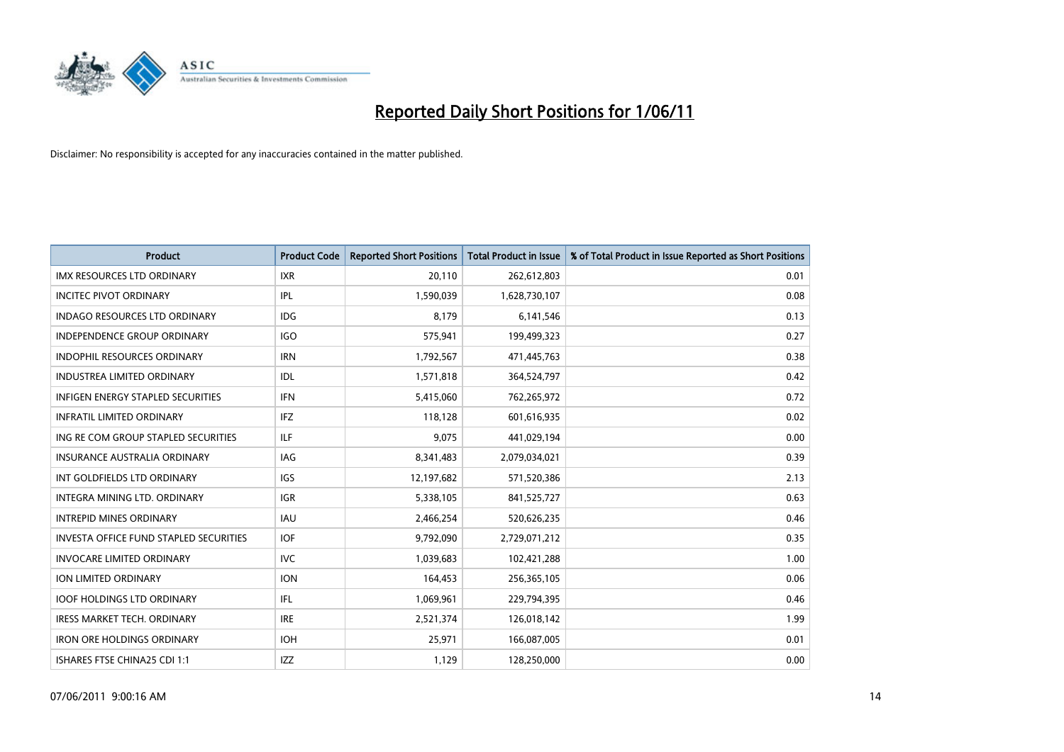# Reported Daily Short Positions for 1/06/11

Disclaimer: No responsibility is accepted for any inaccuracies contained in the matter published.

| Product | Product Code | Reported Short Positions | Total Product in Issue | % of Total Product in Issue Reported as Short Positions |
|---|---|---|---|---|
| IMX RESOURCES LTD ORDINARY | IXR | 20,110 | 262,612,803 | 0.01 |
| INCITEC PIVOT ORDINARY | IPL | 1,590,039 | 1,628,730,107 | 0.08 |
| INDAGO RESOURCES LTD ORDINARY | IDG | 8,179 | 6,141,546 | 0.13 |
| INDEPENDENCE GROUP ORDINARY | IGO | 575,941 | 199,499,323 | 0.27 |
| INDOPHIL RESOURCES ORDINARY | IRN | 1,792,567 | 471,445,763 | 0.38 |
| INDUSTREA LIMITED ORDINARY | IDL | 1,571,818 | 364,524,797 | 0.42 |
| INFIGEN ENERGY STAPLED SECURITIES | IFN | 5,415,060 | 762,265,972 | 0.72 |
| INFRATIL LIMITED ORDINARY | IFZ | 118,128 | 601,616,935 | 0.02 |
| ING RE COM GROUP STAPLED SECURITIES | ILF | 9,075 | 441,029,194 | 0.00 |
| INSURANCE AUSTRALIA ORDINARY | IAG | 8,341,483 | 2,079,034,021 | 0.39 |
| INT GOLDFIELDS LTD ORDINARY | IGS | 12,197,682 | 571,520,386 | 2.13 |
| INTEGRA MINING LTD. ORDINARY | IGR | 5,338,105 | 841,525,727 | 0.63 |
| INTREPID MINES ORDINARY | IAU | 2,466,254 | 520,626,235 | 0.46 |
| INVESTA OFFICE FUND STAPLED SECURITIES | IOF | 9,792,090 | 2,729,071,212 | 0.35 |
| INVOCARE LIMITED ORDINARY | IVC | 1,039,683 | 102,421,288 | 1.00 |
| ION LIMITED ORDINARY | ION | 164,453 | 256,365,105 | 0.06 |
| IOOF HOLDINGS LTD ORDINARY | IFL | 1,069,961 | 229,794,395 | 0.46 |
| IRESS MARKET TECH. ORDINARY | IRE | 2,521,374 | 126,018,142 | 1.99 |
| IRON ORE HOLDINGS ORDINARY | IOH | 25,971 | 166,087,005 | 0.01 |
| ISHARES FTSE CHINA25 CDI 1:1 | IZZ | 1,129 | 128,250,000 | 0.00 |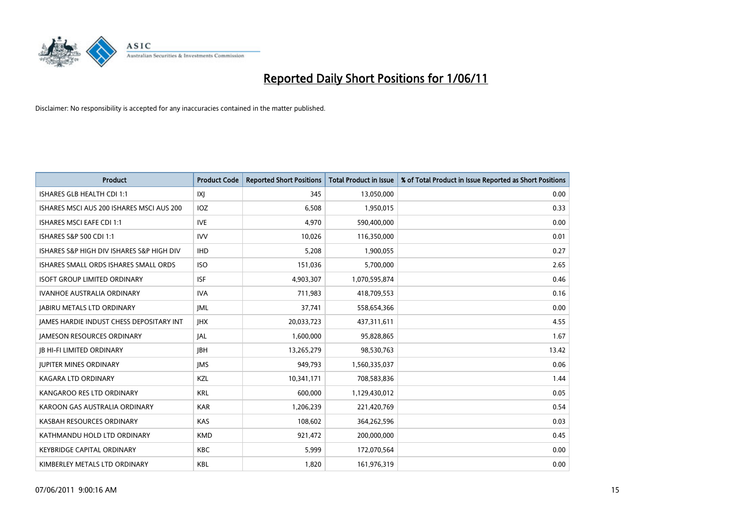# Reported Daily Short Positions for 1/06/11

Disclaimer: No responsibility is accepted for any inaccuracies contained in the matter published.

| Product | Product Code | Reported Short Positions | Total Product in Issue | % of Total Product in Issue Reported as Short Positions |
|---|---|---|---|---|
| ISHARES GLB HEALTH CDI 1:1 | IXJ | 345 | 13,050,000 | 0.00 |
| ISHARES MSCI AUS 200 ISHARES MSCI AUS 200 | IOZ | 6,508 | 1,950,015 | 0.33 |
| ISHARES MSCI EAFE CDI 1:1 | IVE | 4,970 | 590,400,000 | 0.00 |
| ISHARES S&P 500 CDI 1:1 | IVV | 10,026 | 116,350,000 | 0.01 |
| ISHARES S&P HIGH DIV ISHARES S&P HIGH DIV | IHD | 5,208 | 1,900,055 | 0.27 |
| ISHARES SMALL ORDS ISHARES SMALL ORDS | ISO | 151,036 | 5,700,000 | 2.65 |
| ISOFT GROUP LIMITED ORDINARY | ISF | 4,903,307 | 1,070,595,874 | 0.46 |
| IVANHOE AUSTRALIA ORDINARY | IVA | 711,983 | 418,709,553 | 0.16 |
| JABIRU METALS LTD ORDINARY | JML | 37,741 | 558,654,366 | 0.00 |
| JAMES HARDIE INDUST CHESS DEPOSITARY INT | JHX | 20,033,723 | 437,311,611 | 4.55 |
| JAMESON RESOURCES ORDINARY | JAL | 1,600,000 | 95,828,865 | 1.67 |
| JB HI-FI LIMITED ORDINARY | JBH | 13,265,279 | 98,530,763 | 13.42 |
| JUPITER MINES ORDINARY | JMS | 949,793 | 1,560,335,037 | 0.06 |
| KAGARA LTD ORDINARY | KZL | 10,341,171 | 708,583,836 | 1.44 |
| KANGAROO RES LTD ORDINARY | KRL | 600,000 | 1,129,430,012 | 0.05 |
| KAROON GAS AUSTRALIA ORDINARY | KAR | 1,206,239 | 221,420,769 | 0.54 |
| KASBAH RESOURCES ORDINARY | KAS | 108,602 | 364,262,596 | 0.03 |
| KATHMANDU HOLD LTD ORDINARY | KMD | 921,472 | 200,000,000 | 0.45 |
| KEYBRIDGE CAPITAL ORDINARY | KBC | 5,999 | 172,070,564 | 0.00 |
| KIMBERLEY METALS LTD ORDINARY | KBL | 1,820 | 161,976,319 | 0.00 |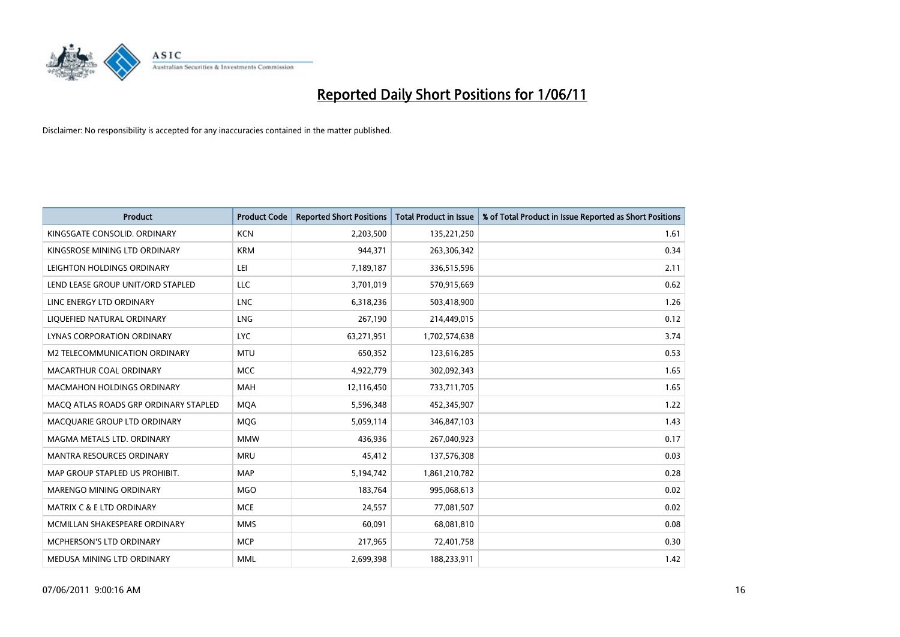# Reported Daily Short Positions for 1/06/11

Disclaimer: No responsibility is accepted for any inaccuracies contained in the matter published.

| Product | Product Code | Reported Short Positions | Total Product in Issue | % of Total Product in Issue Reported as Short Positions |
|---|---|---|---|---|
| KINGSGATE CONSOLID. ORDINARY | KCN | 2,203,500 | 135,221,250 | 1.61 |
| KINGSROSE MINING LTD ORDINARY | KRM | 944,371 | 263,306,342 | 0.34 |
| LEIGHTON HOLDINGS ORDINARY | LEI | 7,189,187 | 336,515,596 | 2.11 |
| LEND LEASE GROUP UNIT/ORD STAPLED | LLC | 3,701,019 | 570,915,669 | 0.62 |
| LINC ENERGY LTD ORDINARY | LNC | 6,318,236 | 503,418,900 | 1.26 |
| LIQUEFIED NATURAL ORDINARY | LNG | 267,190 | 214,449,015 | 0.12 |
| LYNAS CORPORATION ORDINARY | LYC | 63,271,951 | 1,702,574,638 | 3.74 |
| M2 TELECOMMUNICATION ORDINARY | MTU | 650,352 | 123,616,285 | 0.53 |
| MACARTHUR COAL ORDINARY | MCC | 4,922,779 | 302,092,343 | 1.65 |
| MACMAHON HOLDINGS ORDINARY | MAH | 12,116,450 | 733,711,705 | 1.65 |
| MACQ ATLAS ROADS GRP ORDINARY STAPLED | MQA | 5,596,348 | 452,345,907 | 1.22 |
| MACQUARIE GROUP LTD ORDINARY | MQG | 5,059,114 | 346,847,103 | 1.43 |
| MAGMA METALS LTD. ORDINARY | MMW | 436,936 | 267,040,923 | 0.17 |
| MANTRA RESOURCES ORDINARY | MRU | 45,412 | 137,576,308 | 0.03 |
| MAP GROUP STAPLED US PROHIBIT. | MAP | 5,194,742 | 1,861,210,782 | 0.28 |
| MARENGO MINING ORDINARY | MGO | 183,764 | 995,068,613 | 0.02 |
| MATRIX C & E LTD ORDINARY | MCE | 24,557 | 77,081,507 | 0.02 |
| MCMILLAN SHAKESPEARE ORDINARY | MMS | 60,091 | 68,081,810 | 0.08 |
| MCPHERSON'S LTD ORDINARY | MCP | 217,965 | 72,401,758 | 0.30 |
| MEDUSA MINING LTD ORDINARY | MML | 2,699,398 | 188,233,911 | 1.42 |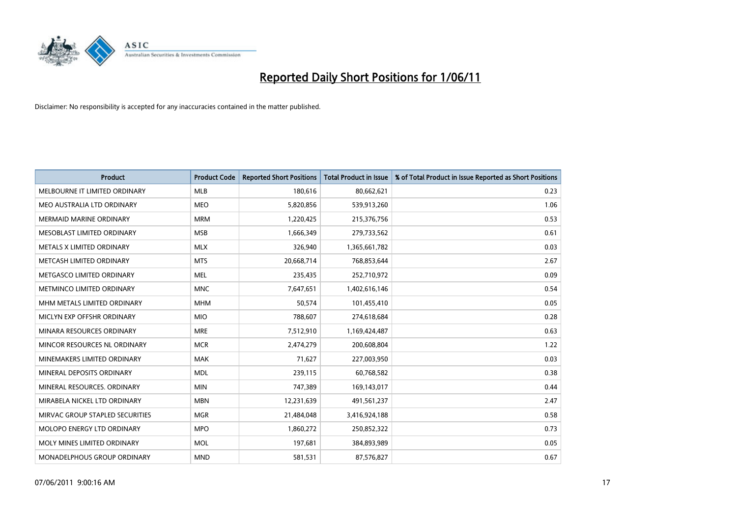# Reported Daily Short Positions for 1/06/11

Disclaimer: No responsibility is accepted for any inaccuracies contained in the matter published.

| Product | Product Code | Reported Short Positions | Total Product in Issue | % of Total Product in Issue Reported as Short Positions |
|---|---|---|---|---|
| MELBOURNE IT LIMITED ORDINARY | MLB | 180,616 | 80,662,621 | 0.23 |
| MEO AUSTRALIA LTD ORDINARY | MEO | 5,820,856 | 539,913,260 | 1.06 |
| MERMAID MARINE ORDINARY | MRM | 1,220,425 | 215,376,756 | 0.53 |
| MESOBLAST LIMITED ORDINARY | MSB | 1,666,349 | 279,733,562 | 0.61 |
| METALS X LIMITED ORDINARY | MLX | 326,940 | 1,365,661,782 | 0.03 |
| METCASH LIMITED ORDINARY | MTS | 20,668,714 | 768,853,644 | 2.67 |
| METGASCO LIMITED ORDINARY | MEL | 235,435 | 252,710,972 | 0.09 |
| METMINCO LIMITED ORDINARY | MNC | 7,647,651 | 1,402,616,146 | 0.54 |
| MHM METALS LIMITED ORDINARY | MHM | 50,574 | 101,455,410 | 0.05 |
| MICLYN EXP OFFSHR ORDINARY | MIO | 788,607 | 274,618,684 | 0.28 |
| MINARA RESOURCES ORDINARY | MRE | 7,512,910 | 1,169,424,487 | 0.63 |
| MINCOR RESOURCES NL ORDINARY | MCR | 2,474,279 | 200,608,804 | 1.22 |
| MINEMAKERS LIMITED ORDINARY | MAK | 71,627 | 227,003,950 | 0.03 |
| MINERAL DEPOSITS ORDINARY | MDL | 239,115 | 60,768,582 | 0.38 |
| MINERAL RESOURCES. ORDINARY | MIN | 747,389 | 169,143,017 | 0.44 |
| MIRABELA NICKEL LTD ORDINARY | MBN | 12,231,639 | 491,561,237 | 2.47 |
| MIRVAC GROUP STAPLED SECURITIES | MGR | 21,484,048 | 3,416,924,188 | 0.58 |
| MOLOPO ENERGY LTD ORDINARY | MPO | 1,860,272 | 250,852,322 | 0.73 |
| MOLY MINES LIMITED ORDINARY | MOL | 197,681 | 384,893,989 | 0.05 |
| MONADELPHOUS GROUP ORDINARY | MND | 581,531 | 87,576,827 | 0.67 |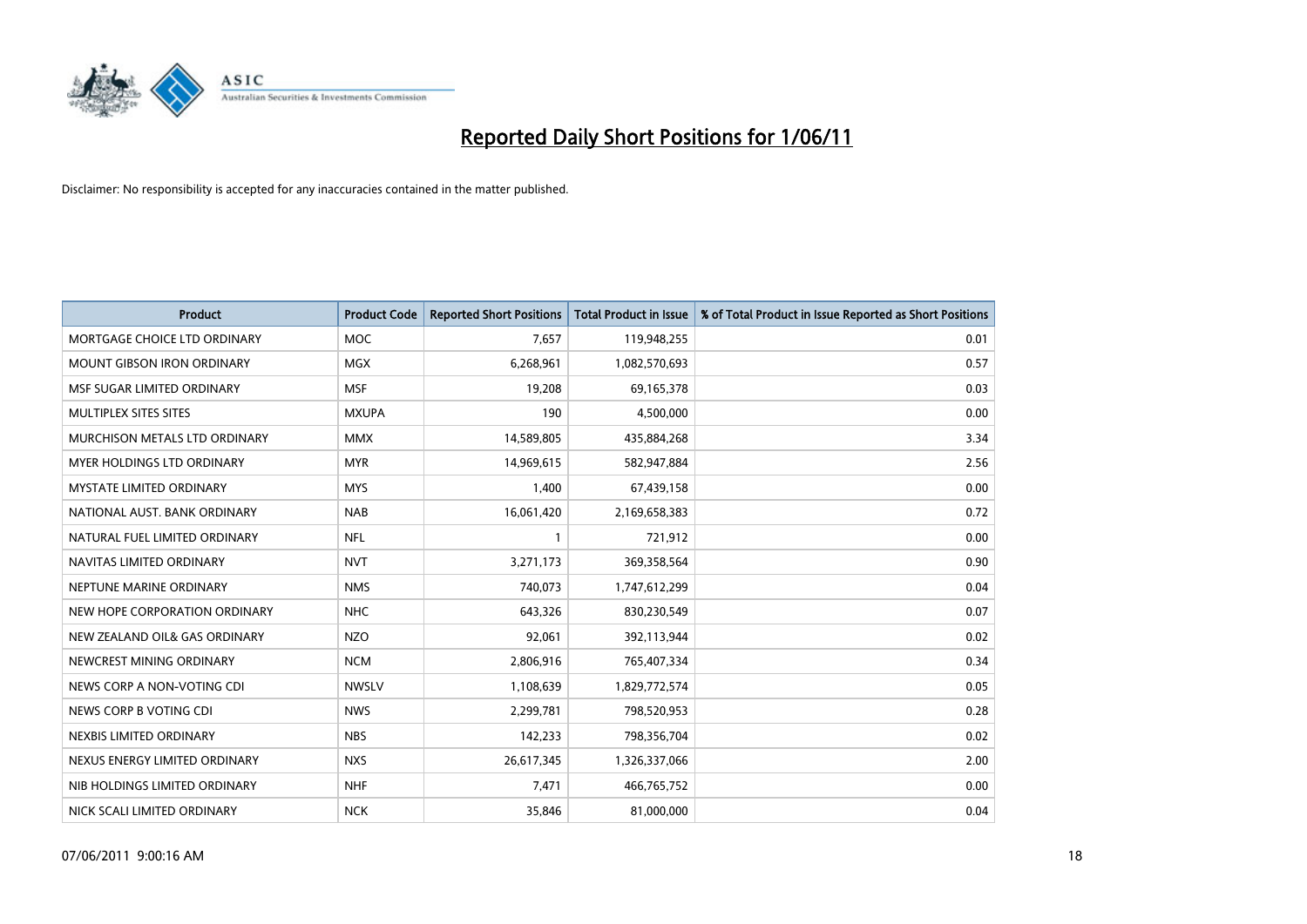# Reported Daily Short Positions for 1/06/11

Disclaimer: No responsibility is accepted for any inaccuracies contained in the matter published.

| Product | Product Code | Reported Short Positions | Total Product in Issue | % of Total Product in Issue Reported as Short Positions |
|---|---|---|---|---|
| MORTGAGE CHOICE LTD ORDINARY | MOC | 7,657 | 119,948,255 | 0.01 |
| MOUNT GIBSON IRON ORDINARY | MGX | 6,268,961 | 1,082,570,693 | 0.57 |
| MSF SUGAR LIMITED ORDINARY | MSF | 19,208 | 69,165,378 | 0.03 |
| MULTIPLEX SITES SITES | MXUPA | 190 | 4,500,000 | 0.00 |
| MURCHISON METALS LTD ORDINARY | MMX | 14,589,805 | 435,884,268 | 3.34 |
| MYER HOLDINGS LTD ORDINARY | MYR | 14,969,615 | 582,947,884 | 2.56 |
| MYSTATE LIMITED ORDINARY | MYS | 1,400 | 67,439,158 | 0.00 |
| NATIONAL AUST. BANK ORDINARY | NAB | 16,061,420 | 2,169,658,383 | 0.72 |
| NATURAL FUEL LIMITED ORDINARY | NFL | 1 | 721,912 | 0.00 |
| NAVITAS LIMITED ORDINARY | NVT | 3,271,173 | 369,358,564 | 0.90 |
| NEPTUNE MARINE ORDINARY | NMS | 740,073 | 1,747,612,299 | 0.04 |
| NEW HOPE CORPORATION ORDINARY | NHC | 643,326 | 830,230,549 | 0.07 |
| NEW ZEALAND OIL& GAS ORDINARY | NZO | 92,061 | 392,113,944 | 0.02 |
| NEWCREST MINING ORDINARY | NCM | 2,806,916 | 765,407,334 | 0.34 |
| NEWS CORP A NON-VOTING CDI | NWSLV | 1,108,639 | 1,829,772,574 | 0.05 |
| NEWS CORP B VOTING CDI | NWS | 2,299,781 | 798,520,953 | 0.28 |
| NEXBIS LIMITED ORDINARY | NBS | 142,233 | 798,356,704 | 0.02 |
| NEXUS ENERGY LIMITED ORDINARY | NXS | 26,617,345 | 1,326,337,066 | 2.00 |
| NIB HOLDINGS LIMITED ORDINARY | NHF | 7,471 | 466,765,752 | 0.00 |
| NICK SCALI LIMITED ORDINARY | NCK | 35,846 | 81,000,000 | 0.04 |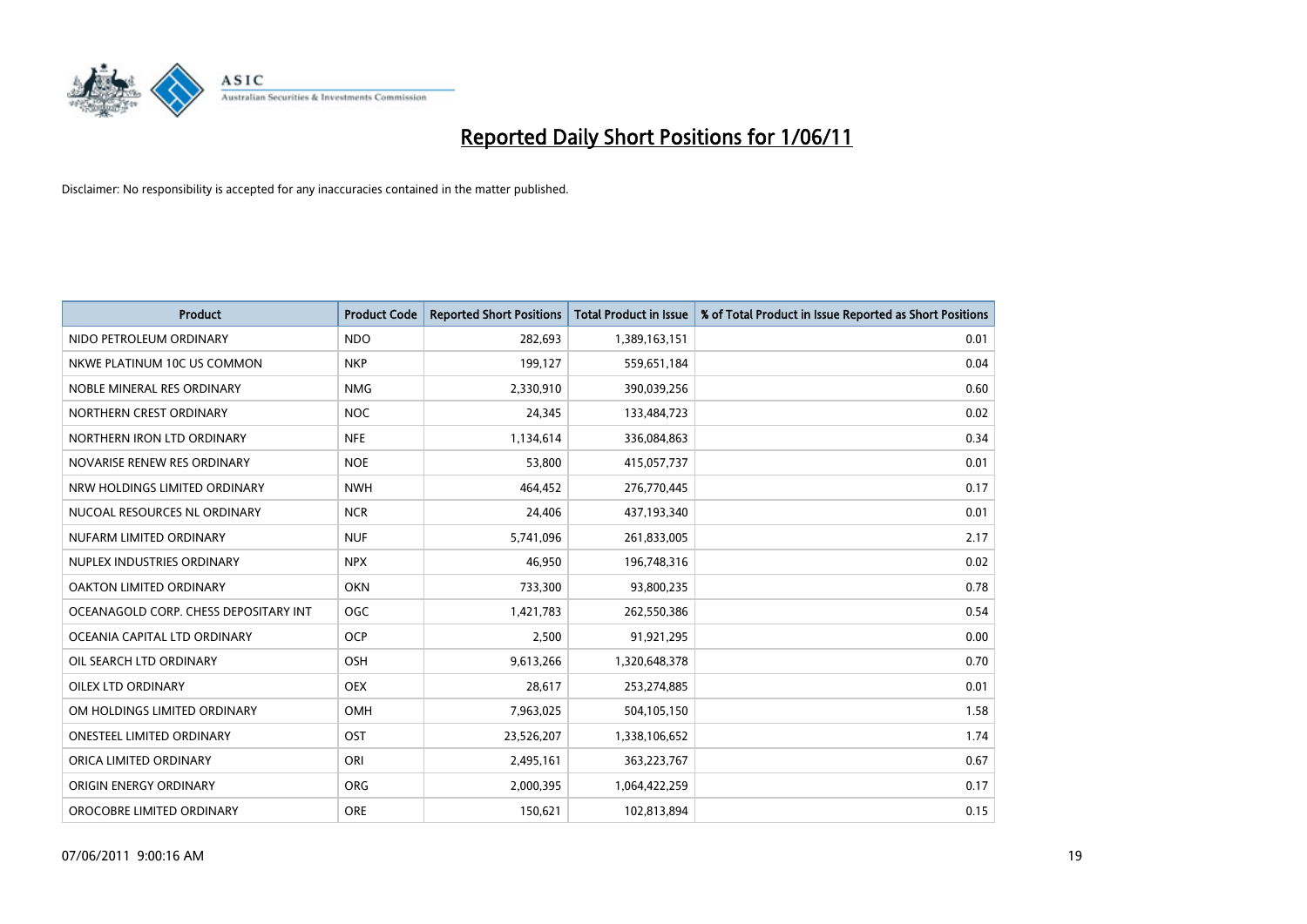# Reported Daily Short Positions for 1/06/11

Disclaimer: No responsibility is accepted for any inaccuracies contained in the matter published.

| Product | Product Code | Reported Short Positions | Total Product in Issue | % of Total Product in Issue Reported as Short Positions |
|---|---|---|---|---|
| NIDO PETROLEUM ORDINARY | NDO | 282,693 | 1,389,163,151 | 0.01 |
| NKWE PLATINUM 10C US COMMON | NKP | 199,127 | 559,651,184 | 0.04 |
| NOBLE MINERAL RES ORDINARY | NMG | 2,330,910 | 390,039,256 | 0.60 |
| NORTHERN CREST ORDINARY | NOC | 24,345 | 133,484,723 | 0.02 |
| NORTHERN IRON LTD ORDINARY | NFE | 1,134,614 | 336,084,863 | 0.34 |
| NOVARISE RENEW RES ORDINARY | NOE | 53,800 | 415,057,737 | 0.01 |
| NRW HOLDINGS LIMITED ORDINARY | NWH | 464,452 | 276,770,445 | 0.17 |
| NUCOAL RESOURCES NL ORDINARY | NCR | 24,406 | 437,193,340 | 0.01 |
| NUFARM LIMITED ORDINARY | NUF | 5,741,096 | 261,833,005 | 2.17 |
| NUPLEX INDUSTRIES ORDINARY | NPX | 46,950 | 196,748,316 | 0.02 |
| OAKTON LIMITED ORDINARY | OKN | 733,300 | 93,800,235 | 0.78 |
| OCEANAGOLD CORP. CHESS DEPOSITARY INT | OGC | 1,421,783 | 262,550,386 | 0.54 |
| OCEANIA CAPITAL LTD ORDINARY | OCP | 2,500 | 91,921,295 | 0.00 |
| OIL SEARCH LTD ORDINARY | OSH | 9,613,266 | 1,320,648,378 | 0.70 |
| OILEX LTD ORDINARY | OEX | 28,617 | 253,274,885 | 0.01 |
| OM HOLDINGS LIMITED ORDINARY | OMH | 7,963,025 | 504,105,150 | 1.58 |
| ONESTEEL LIMITED ORDINARY | OST | 23,526,207 | 1,338,106,652 | 1.74 |
| ORICA LIMITED ORDINARY | ORI | 2,495,161 | 363,223,767 | 0.67 |
| ORIGIN ENERGY ORDINARY | ORG | 2,000,395 | 1,064,422,259 | 0.17 |
| OROCOBRE LIMITED ORDINARY | ORE | 150,621 | 102,813,894 | 0.15 |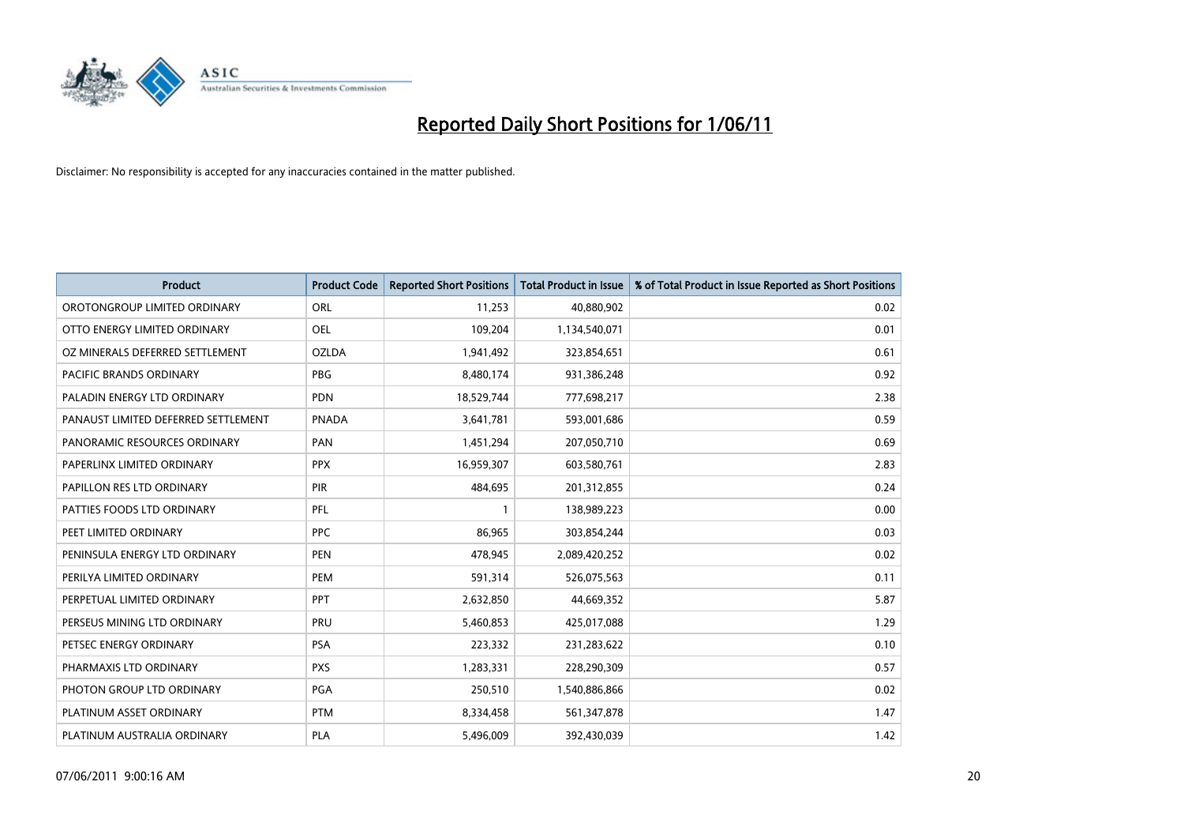# Reported Daily Short Positions for 1/06/11

Disclaimer: No responsibility is accepted for any inaccuracies contained in the matter published.

| Product | Product Code | Reported Short Positions | Total Product in Issue | % of Total Product in Issue Reported as Short Positions |
|---|---|---|---|---|
| OROTONGROUP LIMITED ORDINARY | ORL | 11,253 | 40,880,902 | 0.02 |
| OTTO ENERGY LIMITED ORDINARY | OEL | 109,204 | 1,134,540,071 | 0.01 |
| OZ MINERALS DEFERRED SETTLEMENT | OZLDA | 1,941,492 | 323,854,651 | 0.61 |
| PACIFIC BRANDS ORDINARY | PBG | 8,480,174 | 931,386,248 | 0.92 |
| PALADIN ENERGY LTD ORDINARY | PDN | 18,529,744 | 777,698,217 | 2.38 |
| PANAUST LIMITED DEFERRED SETTLEMENT | PNADA | 3,641,781 | 593,001,686 | 0.59 |
| PANORAMIC RESOURCES ORDINARY | PAN | 1,451,294 | 207,050,710 | 0.69 |
| PAPERLINX LIMITED ORDINARY | PPX | 16,959,307 | 603,580,761 | 2.83 |
| PAPILLON RES LTD ORDINARY | PIR | 484,695 | 201,312,855 | 0.24 |
| PATTIES FOODS LTD ORDINARY | PFL | 1 | 138,989,223 | 0.00 |
| PEET LIMITED ORDINARY | PPC | 86,965 | 303,854,244 | 0.03 |
| PENINSULA ENERGY LTD ORDINARY | PEN | 478,945 | 2,089,420,252 | 0.02 |
| PERILYA LIMITED ORDINARY | PEM | 591,314 | 526,075,563 | 0.11 |
| PERPETUAL LIMITED ORDINARY | PPT | 2,632,850 | 44,669,352 | 5.87 |
| PERSEUS MINING LTD ORDINARY | PRU | 5,460,853 | 425,017,088 | 1.29 |
| PETSEC ENERGY ORDINARY | PSA | 223,332 | 231,283,622 | 0.10 |
| PHARMAXIS LTD ORDINARY | PXS | 1,283,331 | 228,290,309 | 0.57 |
| PHOTON GROUP LTD ORDINARY | PGA | 250,510 | 1,540,886,866 | 0.02 |
| PLATINUM ASSET ORDINARY | PTM | 8,334,458 | 561,347,878 | 1.47 |
| PLATINUM AUSTRALIA ORDINARY | PLA | 5,496,009 | 392,430,039 | 1.42 |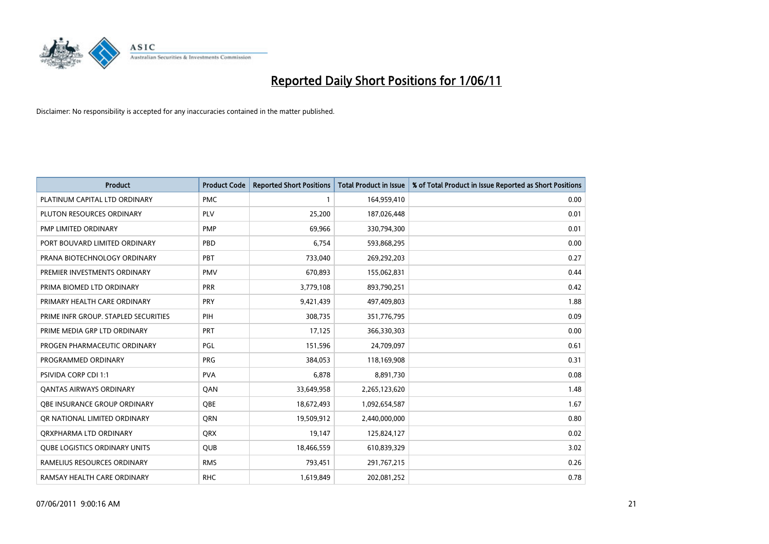# Reported Daily Short Positions for 1/06/11

Disclaimer: No responsibility is accepted for any inaccuracies contained in the matter published.

| Product | Product Code | Reported Short Positions | Total Product in Issue | % of Total Product in Issue Reported as Short Positions |
|---|---|---|---|---|
| PLATINUM CAPITAL LTD ORDINARY | PMC | 1 | 164,959,410 | 0.00 |
| PLUTON RESOURCES ORDINARY | PLV | 25,200 | 187,026,448 | 0.01 |
| PMP LIMITED ORDINARY | PMP | 69,966 | 330,794,300 | 0.01 |
| PORT BOUVARD LIMITED ORDINARY | PBD | 6,754 | 593,868,295 | 0.00 |
| PRANA BIOTECHNOLOGY ORDINARY | PBT | 733,040 | 269,292,203 | 0.27 |
| PREMIER INVESTMENTS ORDINARY | PMV | 670,893 | 155,062,831 | 0.44 |
| PRIMA BIOMED LTD ORDINARY | PRR | 3,779,108 | 893,790,251 | 0.42 |
| PRIMARY HEALTH CARE ORDINARY | PRY | 9,421,439 | 497,409,803 | 1.88 |
| PRIME INFR GROUP. STAPLED SECURITIES | PIH | 308,735 | 351,776,795 | 0.09 |
| PRIME MEDIA GRP LTD ORDINARY | PRT | 17,125 | 366,330,303 | 0.00 |
| PROGEN PHARMACEUTIC ORDINARY | PGL | 151,596 | 24,709,097 | 0.61 |
| PROGRAMMED ORDINARY | PRG | 384,053 | 118,169,908 | 0.31 |
| PSIVIDA CORP CDI 1:1 | PVA | 6,878 | 8,891,730 | 0.08 |
| QANTAS AIRWAYS ORDINARY | QAN | 33,649,958 | 2,265,123,620 | 1.48 |
| QBE INSURANCE GROUP ORDINARY | QBE | 18,672,493 | 1,092,654,587 | 1.67 |
| QR NATIONAL LIMITED ORDINARY | QRN | 19,509,912 | 2,440,000,000 | 0.80 |
| QRXPHARMA LTD ORDINARY | QRX | 19,147 | 125,824,127 | 0.02 |
| QUBE LOGISTICS ORDINARY UNITS | QUB | 18,466,559 | 610,839,329 | 3.02 |
| RAMELIUS RESOURCES ORDINARY | RMS | 793,451 | 291,767,215 | 0.26 |
| RAMSAY HEALTH CARE ORDINARY | RHC | 1,619,849 | 202,081,252 | 0.78 |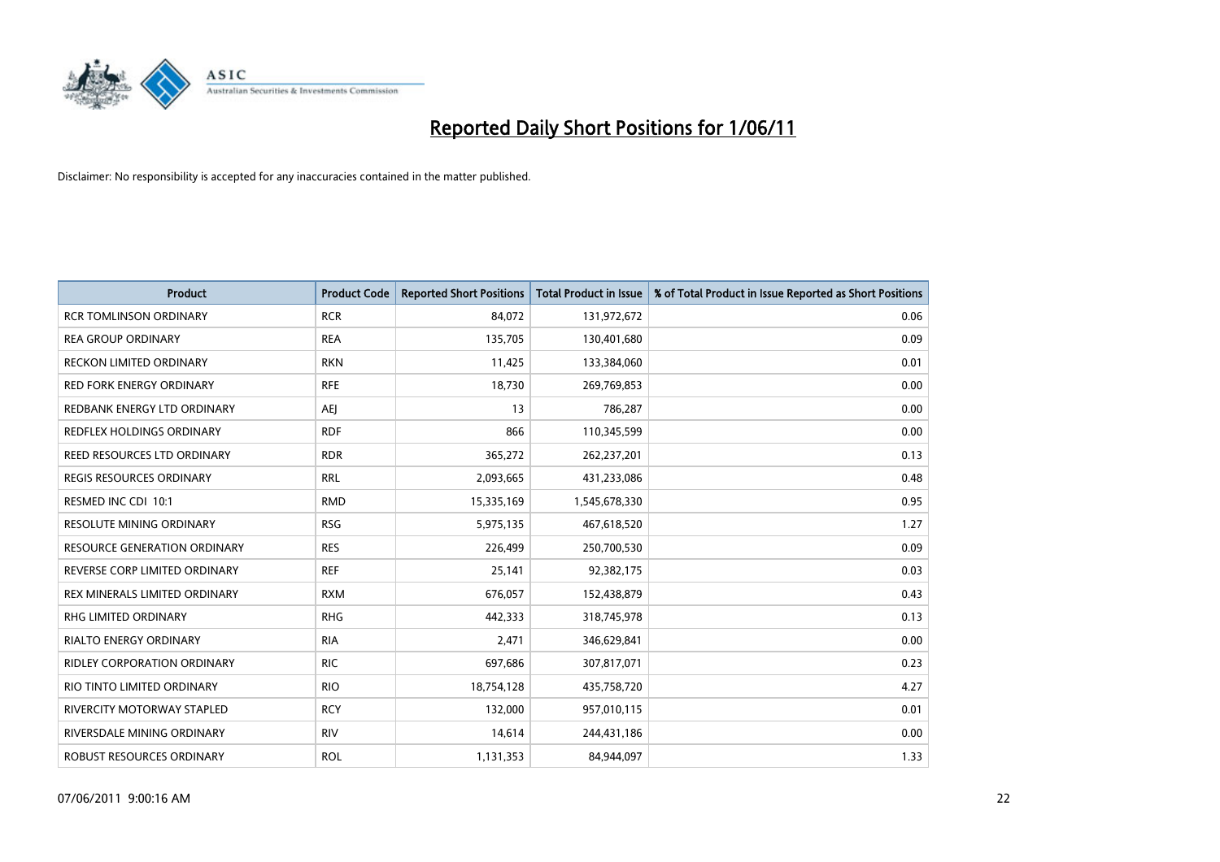# Reported Daily Short Positions for 1/06/11

Disclaimer: No responsibility is accepted for any inaccuracies contained in the matter published.

| Product | Product Code | Reported Short Positions | Total Product in Issue | % of Total Product in Issue Reported as Short Positions |
|---|---|---|---|---|
| RCR TOMLINSON ORDINARY | RCR | 84,072 | 131,972,672 | 0.06 |
| REA GROUP ORDINARY | REA | 135,705 | 130,401,680 | 0.09 |
| RECKON LIMITED ORDINARY | RKN | 11,425 | 133,384,060 | 0.01 |
| RED FORK ENERGY ORDINARY | RFE | 18,730 | 269,769,853 | 0.00 |
| REDBANK ENERGY LTD ORDINARY | AEJ | 13 | 786,287 | 0.00 |
| REDFLEX HOLDINGS ORDINARY | RDF | 866 | 110,345,599 | 0.00 |
| REED RESOURCES LTD ORDINARY | RDR | 365,272 | 262,237,201 | 0.13 |
| REGIS RESOURCES ORDINARY | RRL | 2,093,665 | 431,233,086 | 0.48 |
| RESMED INC CDI 10:1 | RMD | 15,335,169 | 1,545,678,330 | 0.95 |
| RESOLUTE MINING ORDINARY | RSG | 5,975,135 | 467,618,520 | 1.27 |
| RESOURCE GENERATION ORDINARY | RES | 226,499 | 250,700,530 | 0.09 |
| REVERSE CORP LIMITED ORDINARY | REF | 25,141 | 92,382,175 | 0.03 |
| REX MINERALS LIMITED ORDINARY | RXM | 676,057 | 152,438,879 | 0.43 |
| RHG LIMITED ORDINARY | RHG | 442,333 | 318,745,978 | 0.13 |
| RIALTO ENERGY ORDINARY | RIA | 2,471 | 346,629,841 | 0.00 |
| RIDLEY CORPORATION ORDINARY | RIC | 697,686 | 307,817,071 | 0.23 |
| RIO TINTO LIMITED ORDINARY | RIO | 18,754,128 | 435,758,720 | 4.27 |
| RIVERCITY MOTORWAY STAPLED | RCY | 132,000 | 957,010,115 | 0.01 |
| RIVERSDALE MINING ORDINARY | RIV | 14,614 | 244,431,186 | 0.00 |
| ROBUST RESOURCES ORDINARY | ROL | 1,131,353 | 84,944,097 | 1.33 |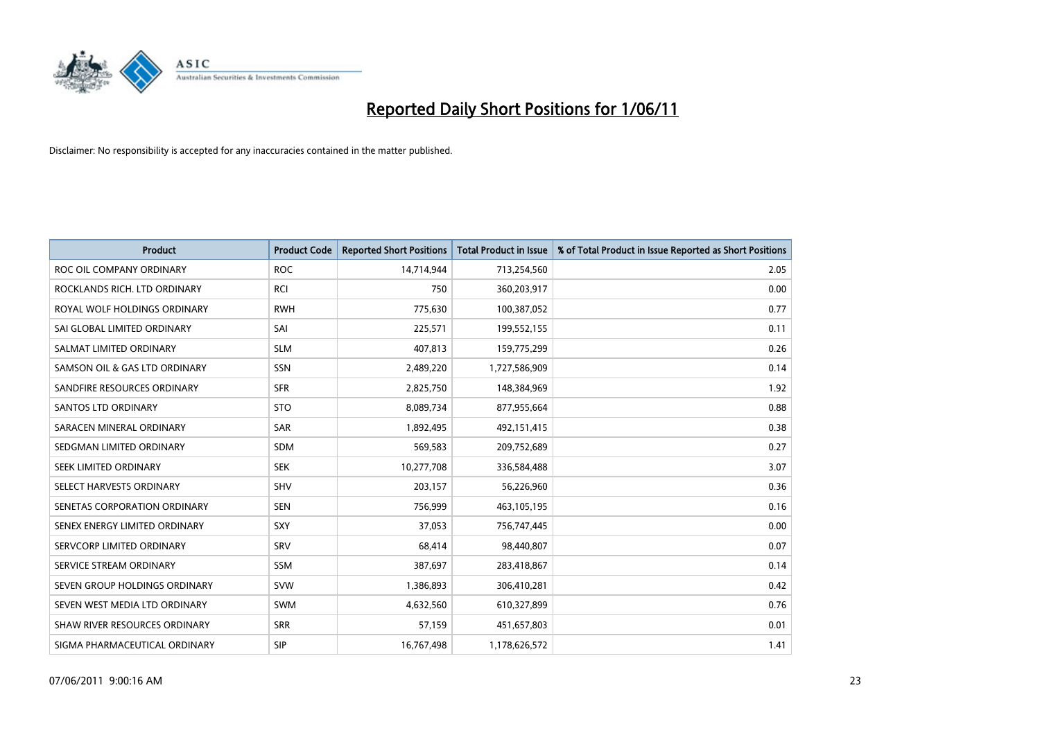# Reported Daily Short Positions for 1/06/11

Disclaimer: No responsibility is accepted for any inaccuracies contained in the matter published.

| Product | Product Code | Reported Short Positions | Total Product in Issue | % of Total Product in Issue Reported as Short Positions |
|---|---|---|---|---|
| ROC OIL COMPANY ORDINARY | ROC | 14,714,944 | 713,254,560 | 2.05 |
| ROCKLANDS RICH. LTD ORDINARY | RCI | 750 | 360,203,917 | 0.00 |
| ROYAL WOLF HOLDINGS ORDINARY | RWH | 775,630 | 100,387,052 | 0.77 |
| SAI GLOBAL LIMITED ORDINARY | SAI | 225,571 | 199,552,155 | 0.11 |
| SALMAT LIMITED ORDINARY | SLM | 407,813 | 159,775,299 | 0.26 |
| SAMSON OIL & GAS LTD ORDINARY | SSN | 2,489,220 | 1,727,586,909 | 0.14 |
| SANDFIRE RESOURCES ORDINARY | SFR | 2,825,750 | 148,384,969 | 1.92 |
| SANTOS LTD ORDINARY | STO | 8,089,734 | 877,955,664 | 0.88 |
| SARACEN MINERAL ORDINARY | SAR | 1,892,495 | 492,151,415 | 0.38 |
| SEDGMAN LIMITED ORDINARY | SDM | 569,583 | 209,752,689 | 0.27 |
| SEEK LIMITED ORDINARY | SEK | 10,277,708 | 336,584,488 | 3.07 |
| SELECT HARVESTS ORDINARY | SHV | 203,157 | 56,226,960 | 0.36 |
| SENETAS CORPORATION ORDINARY | SEN | 756,999 | 463,105,195 | 0.16 |
| SENEX ENERGY LIMITED ORDINARY | SXY | 37,053 | 756,747,445 | 0.00 |
| SERVCORP LIMITED ORDINARY | SRV | 68,414 | 98,440,807 | 0.07 |
| SERVICE STREAM ORDINARY | SSM | 387,697 | 283,418,867 | 0.14 |
| SEVEN GROUP HOLDINGS ORDINARY | SVW | 1,386,893 | 306,410,281 | 0.42 |
| SEVEN WEST MEDIA LTD ORDINARY | SWM | 4,632,560 | 610,327,899 | 0.76 |
| SHAW RIVER RESOURCES ORDINARY | SRR | 57,159 | 451,657,803 | 0.01 |
| SIGMA PHARMACEUTICAL ORDINARY | SIP | 16,767,498 | 1,178,626,572 | 1.41 |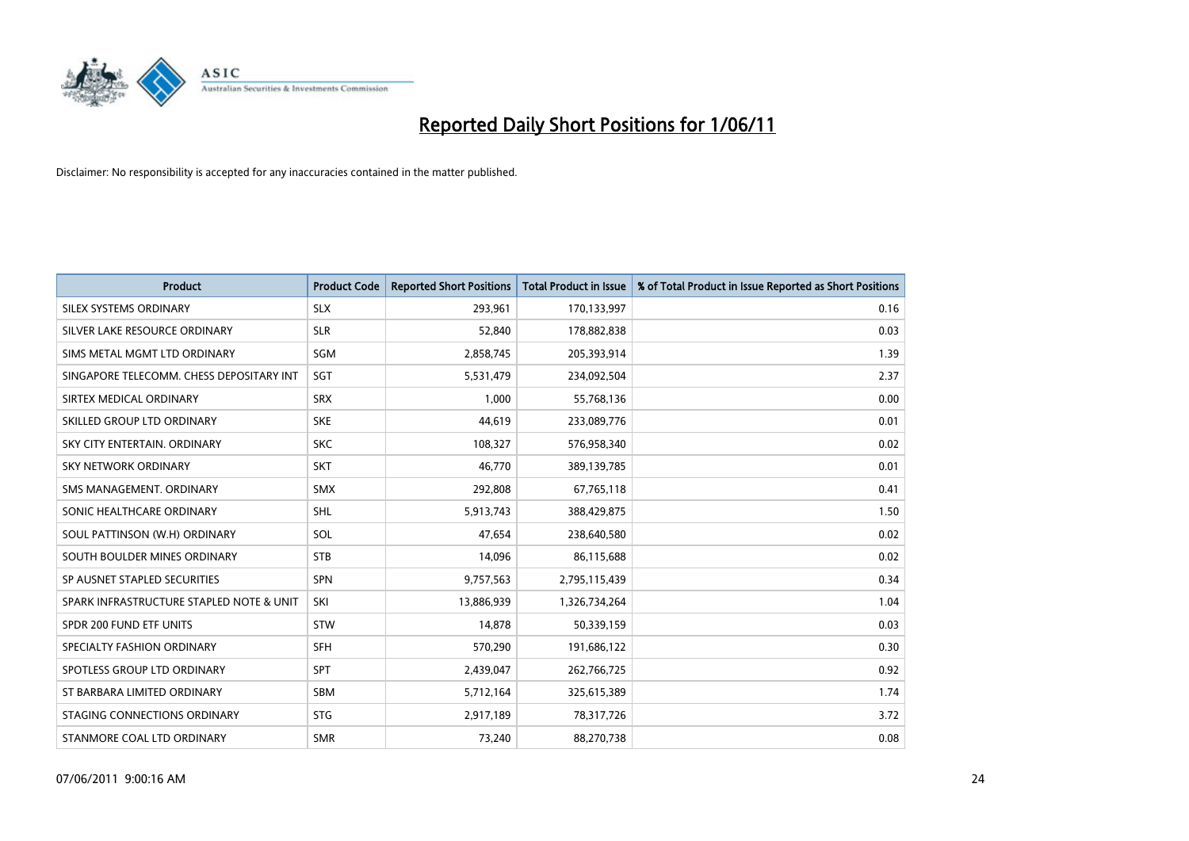# Reported Daily Short Positions for 1/06/11

Disclaimer: No responsibility is accepted for any inaccuracies contained in the matter published.

| Product | Product Code | Reported Short Positions | Total Product in Issue | % of Total Product in Issue Reported as Short Positions |
|---|---|---|---|---|
| SILEX SYSTEMS ORDINARY | SLX | 293,961 | 170,133,997 | 0.16 |
| SILVER LAKE RESOURCE ORDINARY | SLR | 52,840 | 178,882,838 | 0.03 |
| SIMS METAL MGMT LTD ORDINARY | SGM | 2,858,745 | 205,393,914 | 1.39 |
| SINGAPORE TELECOMM. CHESS DEPOSITARY INT | SGT | 5,531,479 | 234,092,504 | 2.37 |
| SIRTEX MEDICAL ORDINARY | SRX | 1,000 | 55,768,136 | 0.00 |
| SKILLED GROUP LTD ORDINARY | SKE | 44,619 | 233,089,776 | 0.01 |
| SKY CITY ENTERTAIN. ORDINARY | SKC | 108,327 | 576,958,340 | 0.02 |
| SKY NETWORK ORDINARY | SKT | 46,770 | 389,139,785 | 0.01 |
| SMS MANAGEMENT. ORDINARY | SMX | 292,808 | 67,765,118 | 0.41 |
| SONIC HEALTHCARE ORDINARY | SHL | 5,913,743 | 388,429,875 | 1.50 |
| SOUL PATTINSON (W.H) ORDINARY | SOL | 47,654 | 238,640,580 | 0.02 |
| SOUTH BOULDER MINES ORDINARY | STB | 14,096 | 86,115,688 | 0.02 |
| SP AUSNET STAPLED SECURITIES | SPN | 9,757,563 | 2,795,115,439 | 0.34 |
| SPARK INFRASTRUCTURE STAPLED NOTE & UNIT | SKI | 13,886,939 | 1,326,734,264 | 1.04 |
| SPDR 200 FUND ETF UNITS | STW | 14,878 | 50,339,159 | 0.03 |
| SPECIALTY FASHION ORDINARY | SFH | 570,290 | 191,686,122 | 0.30 |
| SPOTLESS GROUP LTD ORDINARY | SPT | 2,439,047 | 262,766,725 | 0.92 |
| ST BARBARA LIMITED ORDINARY | SBM | 5,712,164 | 325,615,389 | 1.74 |
| STAGING CONNECTIONS ORDINARY | STG | 2,917,189 | 78,317,726 | 3.72 |
| STANMORE COAL LTD ORDINARY | SMR | 73,240 | 88,270,738 | 0.08 |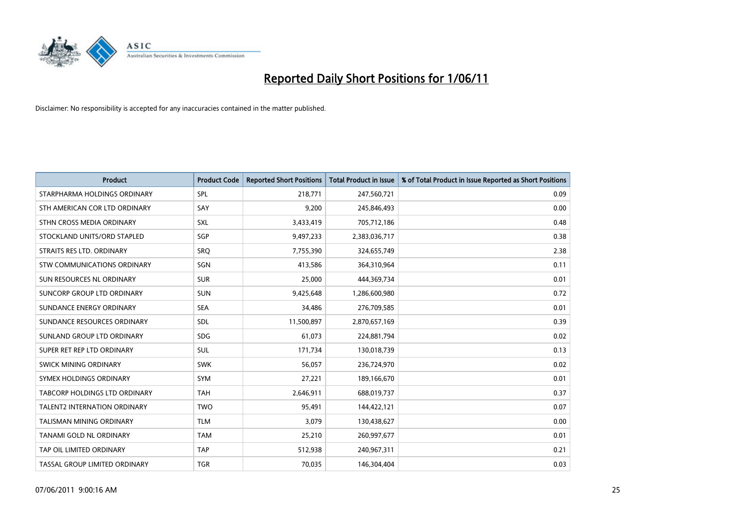# Reported Daily Short Positions for 1/06/11

Disclaimer: No responsibility is accepted for any inaccuracies contained in the matter published.

| Product | Product Code | Reported Short Positions | Total Product in Issue | % of Total Product in Issue Reported as Short Positions |
|---|---|---|---|---|
| STARPHARMA HOLDINGS ORDINARY | SPL | 218,771 | 247,560,721 | 0.09 |
| STH AMERICAN COR LTD ORDINARY | SAY | 9,200 | 245,846,493 | 0.00 |
| STHN CROSS MEDIA ORDINARY | SXL | 3,433,419 | 705,712,186 | 0.48 |
| STOCKLAND UNITS/ORD STAPLED | SGP | 9,497,233 | 2,383,036,717 | 0.38 |
| STRAITS RES LTD. ORDINARY | SRQ | 7,755,390 | 324,655,749 | 2.38 |
| STW COMMUNICATIONS ORDINARY | SGN | 413,586 | 364,310,964 | 0.11 |
| SUN RESOURCES NL ORDINARY | SUR | 25,000 | 444,369,734 | 0.01 |
| SUNCORP GROUP LTD ORDINARY | SUN | 9,425,648 | 1,286,600,980 | 0.72 |
| SUNDANCE ENERGY ORDINARY | SEA | 34,486 | 276,709,585 | 0.01 |
| SUNDANCE RESOURCES ORDINARY | SDL | 11,500,897 | 2,870,657,169 | 0.39 |
| SUNLAND GROUP LTD ORDINARY | SDG | 61,073 | 224,881,794 | 0.02 |
| SUPER RET REP LTD ORDINARY | SUL | 171,734 | 130,018,739 | 0.13 |
| SWICK MINING ORDINARY | SWK | 56,057 | 236,724,970 | 0.02 |
| SYMEX HOLDINGS ORDINARY | SYM | 27,221 | 189,166,670 | 0.01 |
| TABCORP HOLDINGS LTD ORDINARY | TAH | 2,646,911 | 688,019,737 | 0.37 |
| TALENT2 INTERNATION ORDINARY | TWO | 95,491 | 144,422,121 | 0.07 |
| TALISMAN MINING ORDINARY | TLM | 3,079 | 130,438,627 | 0.00 |
| TANAMI GOLD NL ORDINARY | TAM | 25,210 | 260,997,677 | 0.01 |
| TAP OIL LIMITED ORDINARY | TAP | 512,938 | 240,967,311 | 0.21 |
| TASSAL GROUP LIMITED ORDINARY | TGR | 70,035 | 146,304,404 | 0.03 |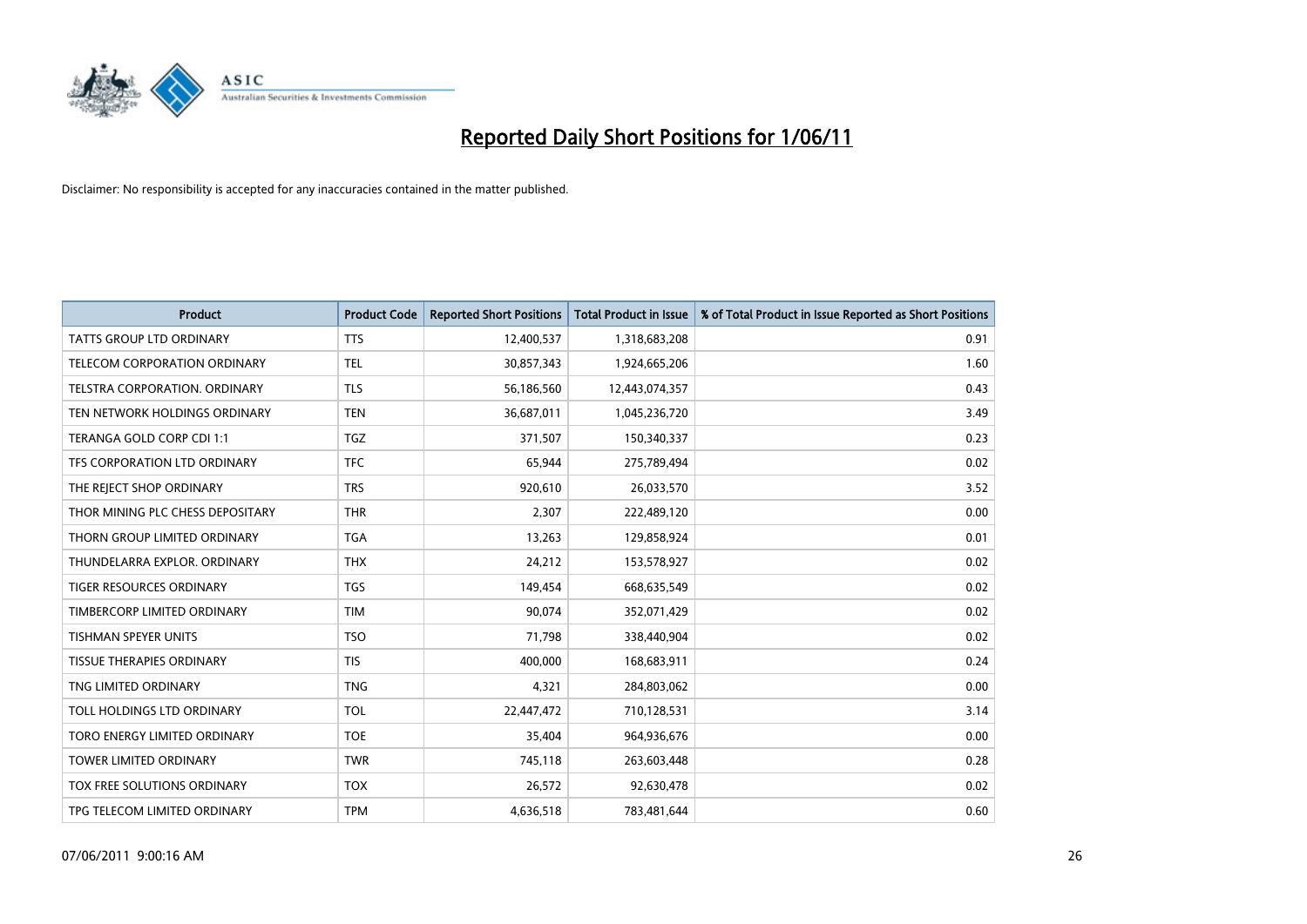# Reported Daily Short Positions for 1/06/11

Disclaimer: No responsibility is accepted for any inaccuracies contained in the matter published.

| Product | Product Code | Reported Short Positions | Total Product in Issue | % of Total Product in Issue Reported as Short Positions |
|---|---|---|---|---|
| TATTS GROUP LTD ORDINARY | TTS | 12,400,537 | 1,318,683,208 | 0.91 |
| TELECOM CORPORATION ORDINARY | TEL | 30,857,343 | 1,924,665,206 | 1.60 |
| TELSTRA CORPORATION. ORDINARY | TLS | 56,186,560 | 12,443,074,357 | 0.43 |
| TEN NETWORK HOLDINGS ORDINARY | TEN | 36,687,011 | 1,045,236,720 | 3.49 |
| TERANGA GOLD CORP CDI 1:1 | TGZ | 371,507 | 150,340,337 | 0.23 |
| TFS CORPORATION LTD ORDINARY | TFC | 65,944 | 275,789,494 | 0.02 |
| THE REJECT SHOP ORDINARY | TRS | 920,610 | 26,033,570 | 3.52 |
| THOR MINING PLC CHESS DEPOSITARY | THR | 2,307 | 222,489,120 | 0.00 |
| THORN GROUP LIMITED ORDINARY | TGA | 13,263 | 129,858,924 | 0.01 |
| THUNDELARRA EXPLOR. ORDINARY | THX | 24,212 | 153,578,927 | 0.02 |
| TIGER RESOURCES ORDINARY | TGS | 149,454 | 668,635,549 | 0.02 |
| TIMBERCORP LIMITED ORDINARY | TIM | 90,074 | 352,071,429 | 0.02 |
| TISHMAN SPEYER UNITS | TSO | 71,798 | 338,440,904 | 0.02 |
| TISSUE THERAPIES ORDINARY | TIS | 400,000 | 168,683,911 | 0.24 |
| TNG LIMITED ORDINARY | TNG | 4,321 | 284,803,062 | 0.00 |
| TOLL HOLDINGS LTD ORDINARY | TOL | 22,447,472 | 710,128,531 | 3.14 |
| TORO ENERGY LIMITED ORDINARY | TOE | 35,404 | 964,936,676 | 0.00 |
| TOWER LIMITED ORDINARY | TWR | 745,118 | 263,603,448 | 0.28 |
| TOX FREE SOLUTIONS ORDINARY | TOX | 26,572 | 92,630,478 | 0.02 |
| TPG TELECOM LIMITED ORDINARY | TPM | 4,636,518 | 783,481,644 | 0.60 |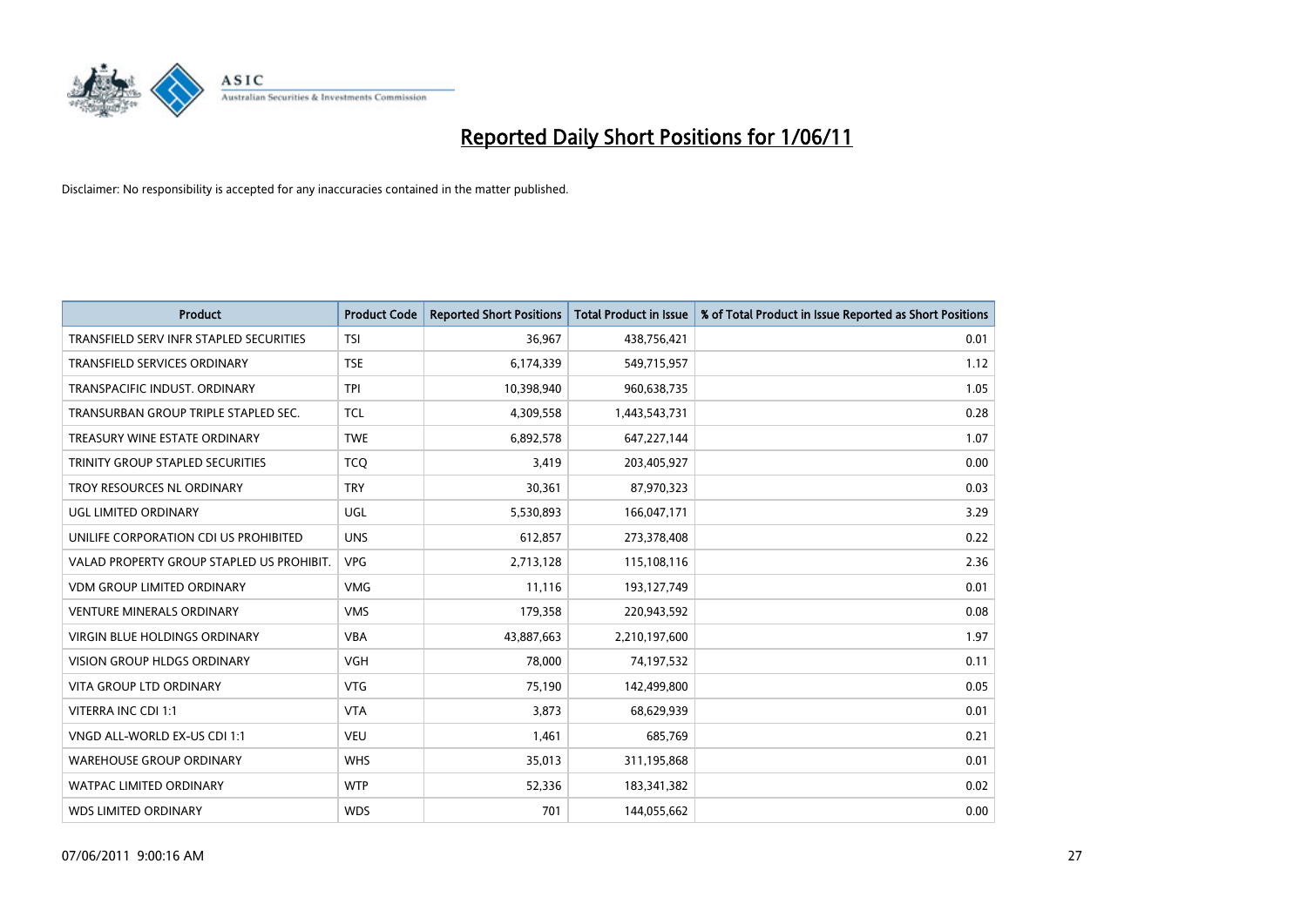# Reported Daily Short Positions for 1/06/11

Disclaimer: No responsibility is accepted for any inaccuracies contained in the matter published.

| Product | Product Code | Reported Short Positions | Total Product in Issue | % of Total Product in Issue Reported as Short Positions |
|---|---|---|---|---|
| TRANSFIELD SERV INFR STAPLED SECURITIES | TSI | 36,967 | 438,756,421 | 0.01 |
| TRANSFIELD SERVICES ORDINARY | TSE | 6,174,339 | 549,715,957 | 1.12 |
| TRANSPACIFIC INDUST. ORDINARY | TPI | 10,398,940 | 960,638,735 | 1.05 |
| TRANSURBAN GROUP TRIPLE STAPLED SEC. | TCL | 4,309,558 | 1,443,543,731 | 0.28 |
| TREASURY WINE ESTATE ORDINARY | TWE | 6,892,578 | 647,227,144 | 1.07 |
| TRINITY GROUP STAPLED SECURITIES | TCQ | 3,419 | 203,405,927 | 0.00 |
| TROY RESOURCES NL ORDINARY | TRY | 30,361 | 87,970,323 | 0.03 |
| UGL LIMITED ORDINARY | UGL | 5,530,893 | 166,047,171 | 3.29 |
| UNILIFE CORPORATION CDI US PROHIBITED | UNS | 612,857 | 273,378,408 | 0.22 |
| VALAD PROPERTY GROUP STAPLED US PROHIBIT. | VPG | 2,713,128 | 115,108,116 | 2.36 |
| VDM GROUP LIMITED ORDINARY | VMG | 11,116 | 193,127,749 | 0.01 |
| VENTURE MINERALS ORDINARY | VMS | 179,358 | 220,943,592 | 0.08 |
| VIRGIN BLUE HOLDINGS ORDINARY | VBA | 43,887,663 | 2,210,197,600 | 1.97 |
| VISION GROUP HLDGS ORDINARY | VGH | 78,000 | 74,197,532 | 0.11 |
| VITA GROUP LTD ORDINARY | VTG | 75,190 | 142,499,800 | 0.05 |
| VITERRA INC CDI 1:1 | VTA | 3,873 | 68,629,939 | 0.01 |
| VNGD ALL-WORLD EX-US CDI 1:1 | VEU | 1,461 | 685,769 | 0.21 |
| WAREHOUSE GROUP ORDINARY | WHS | 35,013 | 311,195,868 | 0.01 |
| WATPAC LIMITED ORDINARY | WTP | 52,336 | 183,341,382 | 0.02 |
| WDS LIMITED ORDINARY | WDS | 701 | 144,055,662 | 0.00 |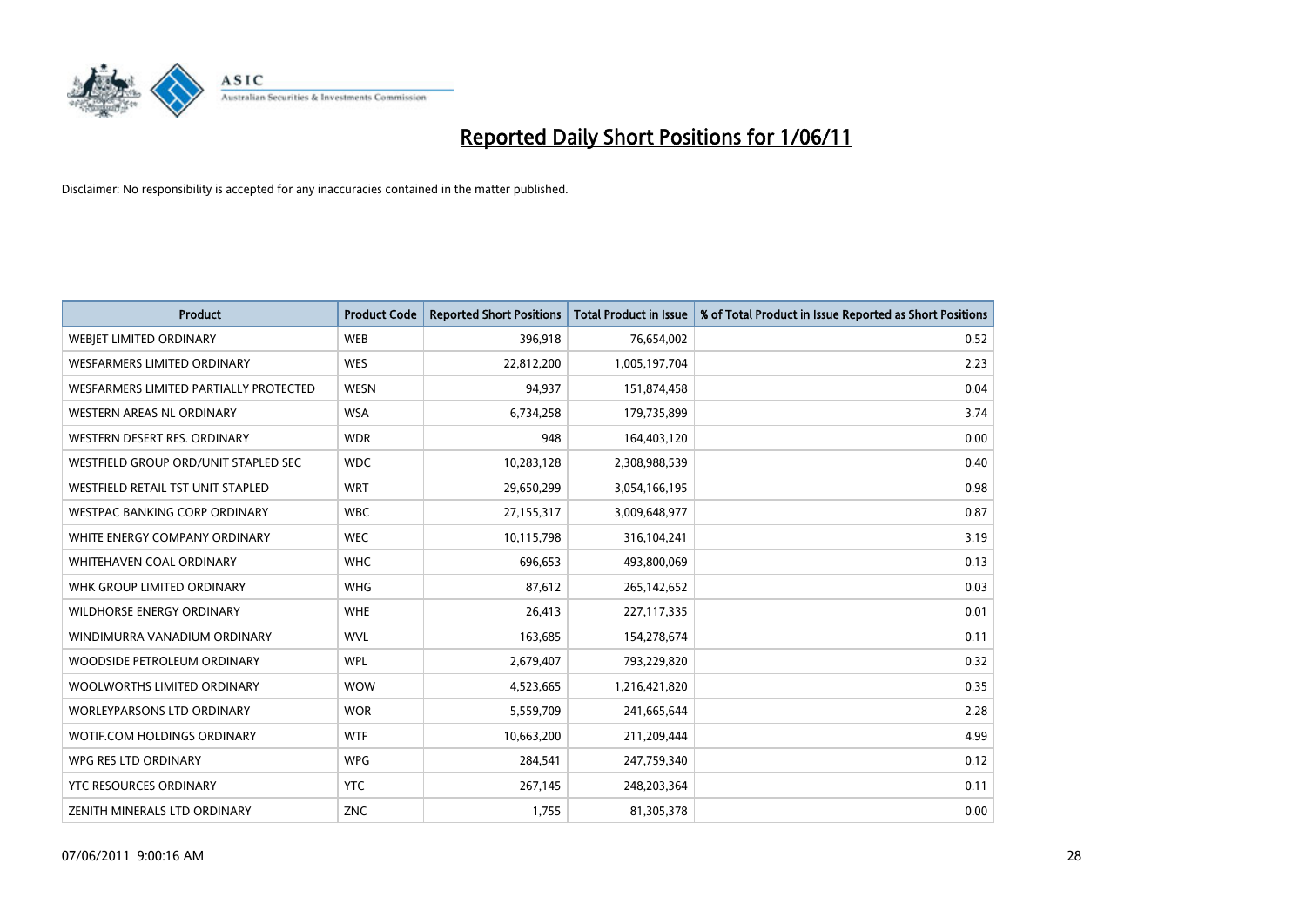# Reported Daily Short Positions for 1/06/11

Disclaimer: No responsibility is accepted for any inaccuracies contained in the matter published.

| Product | Product Code | Reported Short Positions | Total Product in Issue | % of Total Product in Issue Reported as Short Positions |
| --- | --- | --- | --- | --- |
| WEBJET LIMITED ORDINARY | WEB | 396,918 | 76,654,002 | 0.52 |
| WESFARMERS LIMITED ORDINARY | WES | 22,812,200 | 1,005,197,704 | 2.23 |
| WESFARMERS LIMITED PARTIALLY PROTECTED | WESN | 94,937 | 151,874,458 | 0.04 |
| WESTERN AREAS NL ORDINARY | WSA | 6,734,258 | 179,735,899 | 3.74 |
| WESTERN DESERT RES. ORDINARY | WDR | 948 | 164,403,120 | 0.00 |
| WESTFIELD GROUP ORD/UNIT STAPLED SEC | WDC | 10,283,128 | 2,308,988,539 | 0.40 |
| WESTFIELD RETAIL TST UNIT STAPLED | WRT | 29,650,299 | 3,054,166,195 | 0.98 |
| WESTPAC BANKING CORP ORDINARY | WBC | 27,155,317 | 3,009,648,977 | 0.87 |
| WHITE ENERGY COMPANY ORDINARY | WEC | 10,115,798 | 316,104,241 | 3.19 |
| WHITEHAVEN COAL ORDINARY | WHC | 696,653 | 493,800,069 | 0.13 |
| WHK GROUP LIMITED ORDINARY | WHG | 87,612 | 265,142,652 | 0.03 |
| WILDHORSE ENERGY ORDINARY | WHE | 26,413 | 227,117,335 | 0.01 |
| WINDIMURRA VANADIUM ORDINARY | WVL | 163,685 | 154,278,674 | 0.11 |
| WOODSIDE PETROLEUM ORDINARY | WPL | 2,679,407 | 793,229,820 | 0.32 |
| WOOLWORTHS LIMITED ORDINARY | WOW | 4,523,665 | 1,216,421,820 | 0.35 |
| WORLEYPARSONS LTD ORDINARY | WOR | 5,559,709 | 241,665,644 | 2.28 |
| WOTIF.COM HOLDINGS ORDINARY | WTF | 10,663,200 | 211,209,444 | 4.99 |
| WPG RES LTD ORDINARY | WPG | 284,541 | 247,759,340 | 0.12 |
| YTC RESOURCES ORDINARY | YTC | 267,145 | 248,203,364 | 0.11 |
| ZENITH MINERALS LTD ORDINARY | ZNC | 1,755 | 81,305,378 | 0.00 |